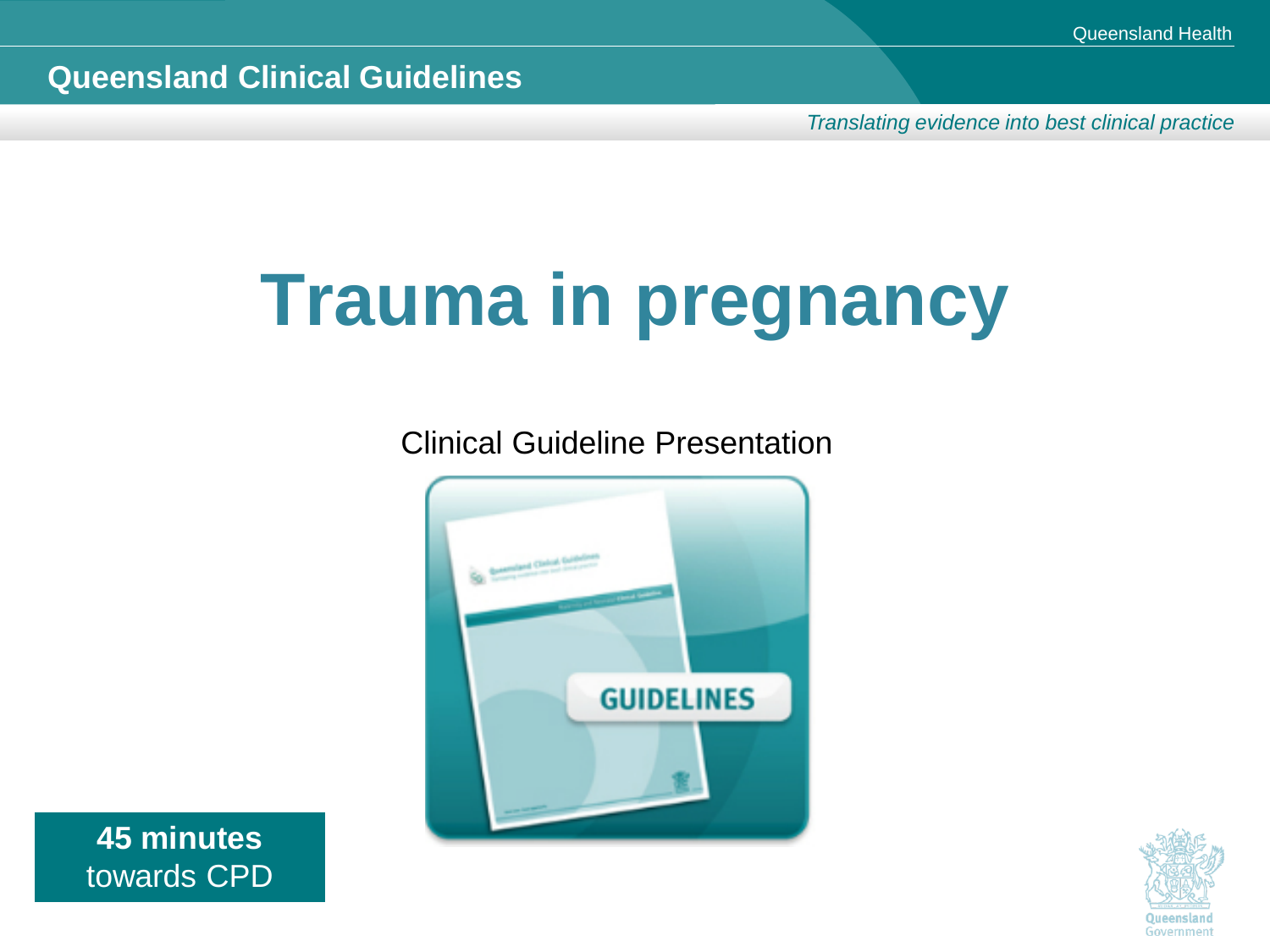Queensland Health

**Queensland Clinical Guidelines**

*Translating evidence into best clinical practice*

# Trauma in pregnancy

Clinical Guideline Presentation

**45 minutes**
towards CPD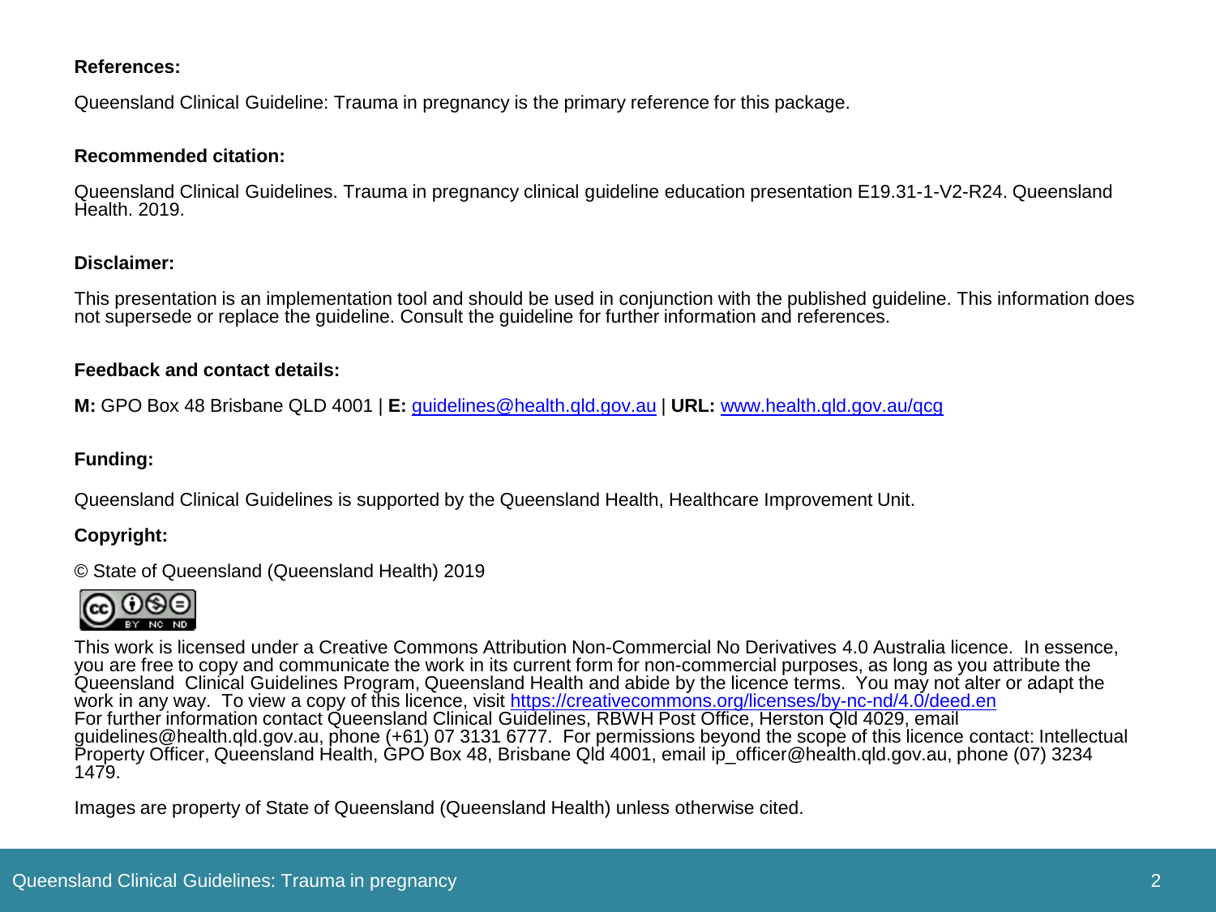**References:**

Queensland Clinical Guideline: Trauma in pregnancy is the primary reference for this package.

**Recommended citation:**

Queensland Clinical Guidelines. Trauma in pregnancy clinical guideline education presentation E19.31-1-V2-R24. Queensland Health. 2019.

**Disclaimer:**

This presentation is an implementation tool and should be used in conjunction with the published guideline. This information does not supersede or replace the guideline. Consult the guideline for further information and references.

**Feedback and contact details:**

**M:** GPO Box 48 Brisbane QLD 4001 | **E:** guidelines@health.qld.gov.au | **URL:** www.health.qld.gov.au/qcg

**Funding:**

Queensland Clinical Guidelines is supported by the Queensland Health, Healthcare Improvement Unit.

**Copyright:**

© State of Queensland (Queensland Health) 2019

This work is licensed under a Creative Commons Attribution Non-Commercial No Derivatives 4.0 Australia licence. In essence, you are free to copy and communicate the work in its current form for non-commercial purposes, as long as you attribute the Queensland Clinical Guidelines Program, Queensland Health and abide by the licence terms. You may not alter or adapt the work in any way. To view a copy of this licence, visit https://creativecommons.org/licenses/by-nc-nd/4.0/deed.en
For further information contact Queensland Clinical Guidelines, RBWH Post Office, Herston Qld 4029, email guidelines@health.qld.gov.au, phone (+61) 07 3131 6777. For permissions beyond the scope of this licence contact: Intellectual Property Officer, Queensland Health, GPO Box 48, Brisbane Qld 4001, email ip_officer@health.qld.gov.au, phone (07) 3234 1479.

Images are property of State of Queensland (Queensland Health) unless otherwise cited.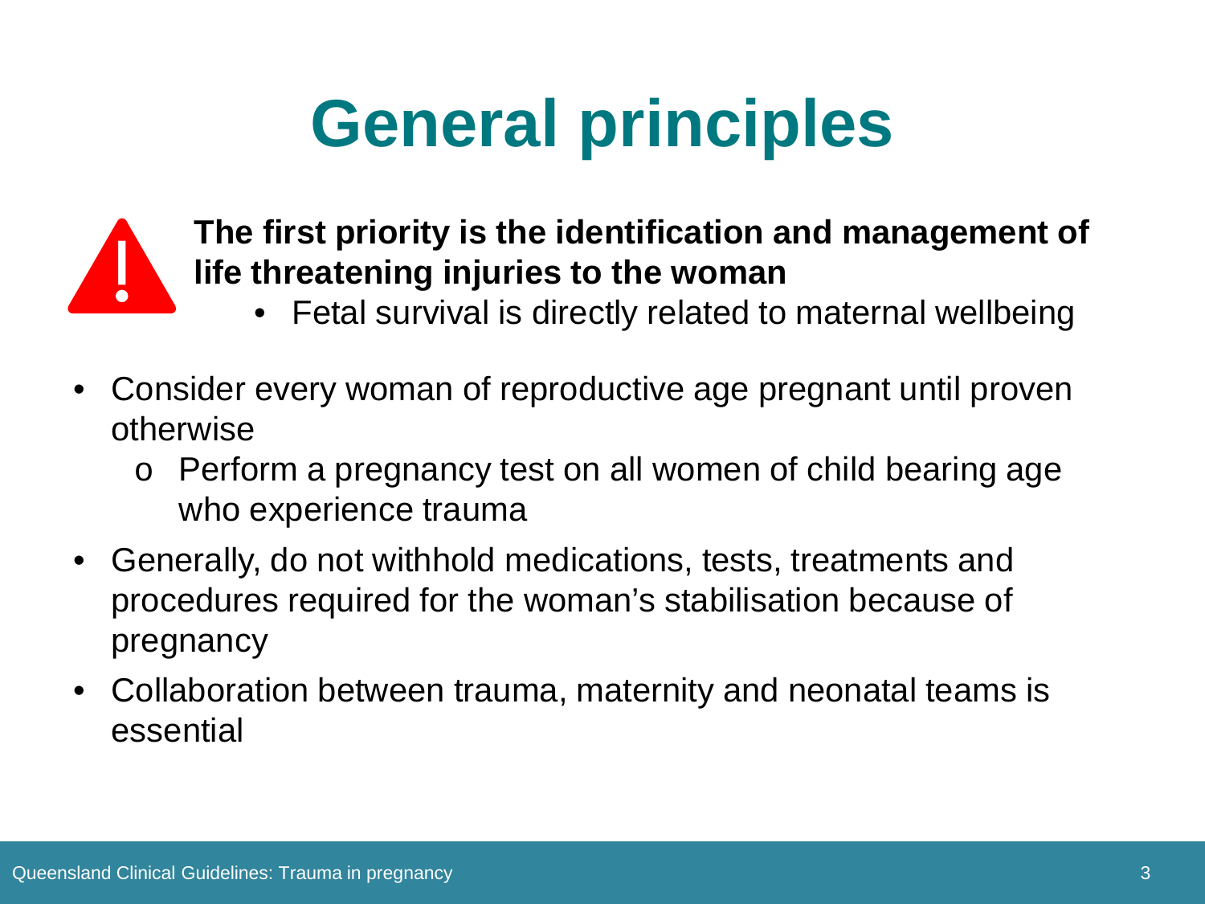# General principles

**The first priority is the identification and management of life threatening injuries to the woman**

- Fetal survival is directly related to maternal wellbeing

- Consider every woman of reproductive age pregnant until proven otherwise
    - Perform a pregnancy test on all women of child bearing age who experience trauma
- Generally, do not withhold medications, tests, treatments and procedures required for the woman's stabilisation because of pregnancy
- Collaboration between trauma, maternity and neonatal teams is essential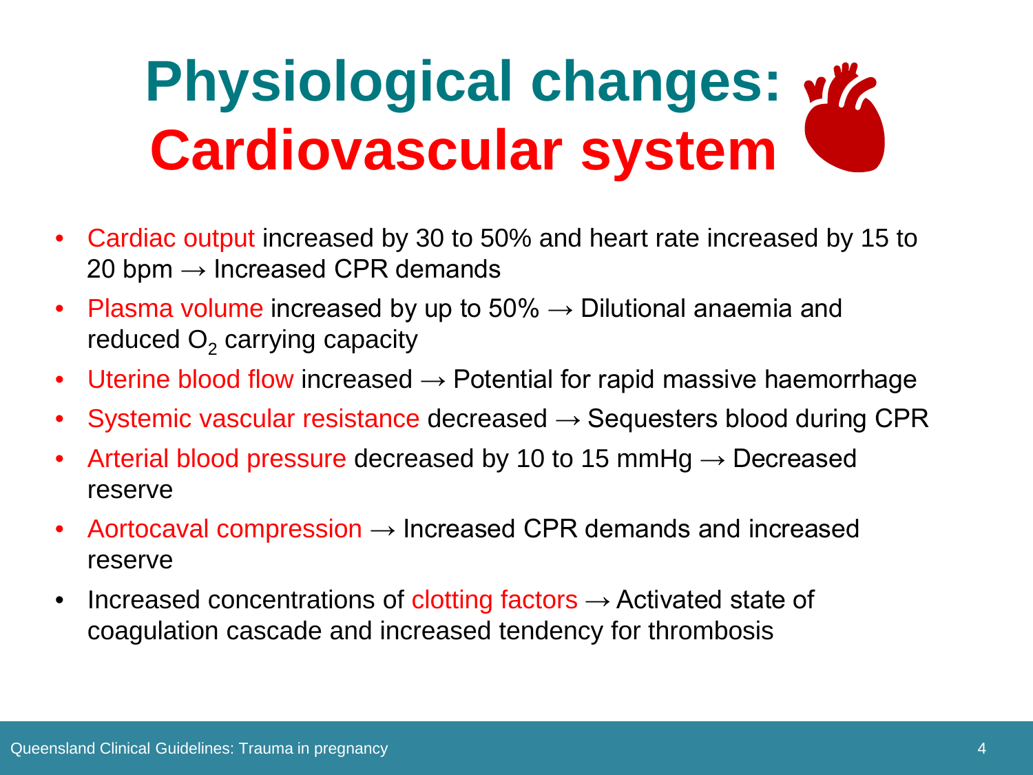# Physiological changes: Cardiovascular system

- Cardiac output increased by 30 to 50% and heart rate increased by 15 to 20 bpm → Increased CPR demands
- Plasma volume increased by up to 50% → Dilutional anaemia and reduced $O_2$ carrying capacity
- Uterine blood flow increased → Potential for rapid massive haemorrhage
- Systemic vascular resistance decreased → Sequesters blood during CPR
- Arterial blood pressure decreased by 10 to 15 mmHg → Decreased reserve
- Aortocaval compression → Increased CPR demands and increased reserve
- Increased concentrations of clotting factors → Activated state of coagulation cascade and increased tendency for thrombosis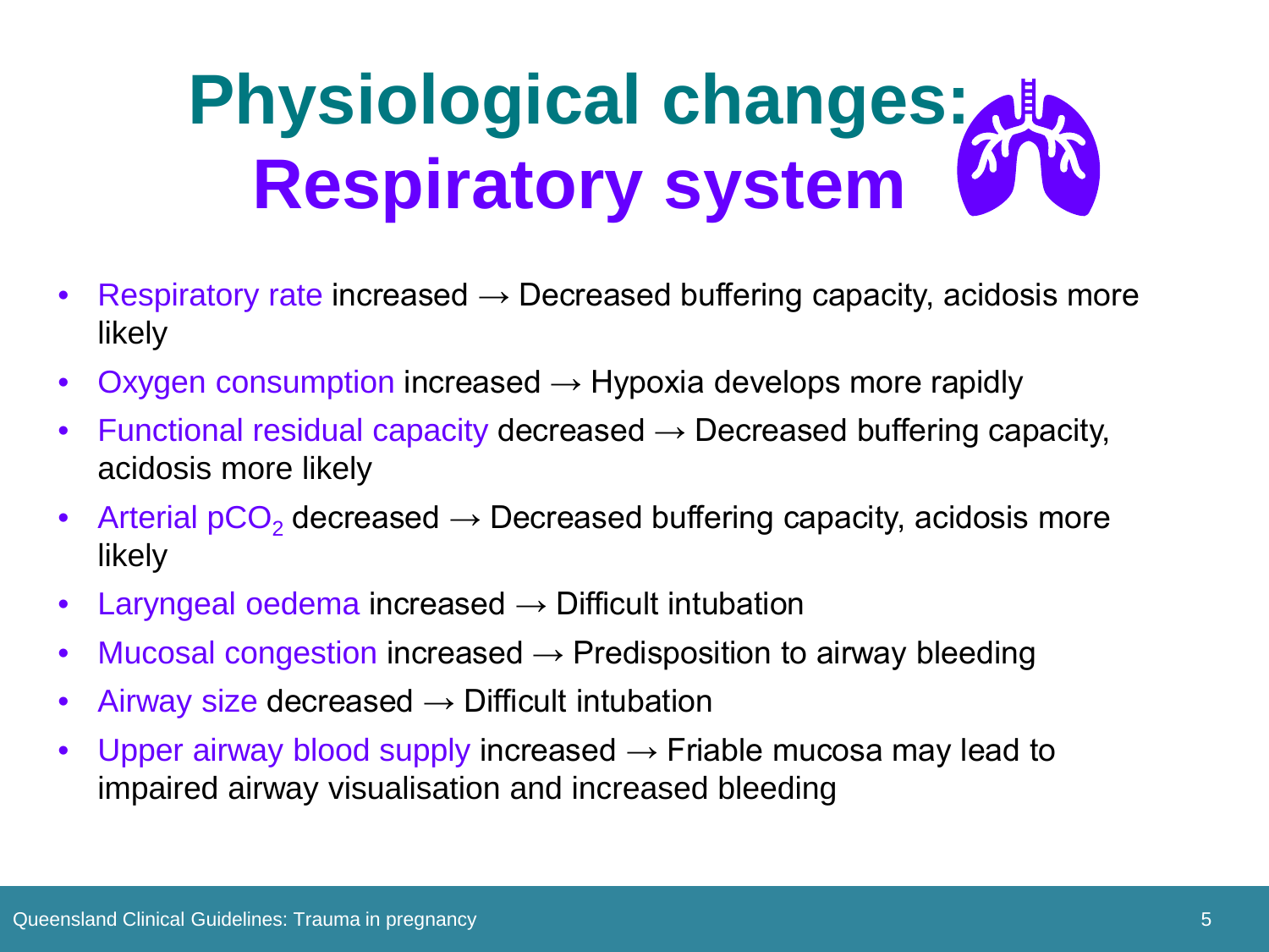# Physiological changes: Respiratory system

- Respiratory rate increased → Decreased buffering capacity, acidosis more likely
- Oxygen consumption increased → Hypoxia develops more rapidly
- Functional residual capacity decreased → Decreased buffering capacity, acidosis more likely
- Arterial $pCO_2$ decreased → Decreased buffering capacity, acidosis more likely
- Laryngeal oedema increased → Difficult intubation
- Mucosal congestion increased → Predisposition to airway bleeding
- Airway size decreased → Difficult intubation
- Upper airway blood supply increased → Friable mucosa may lead to impaired airway visualisation and increased bleeding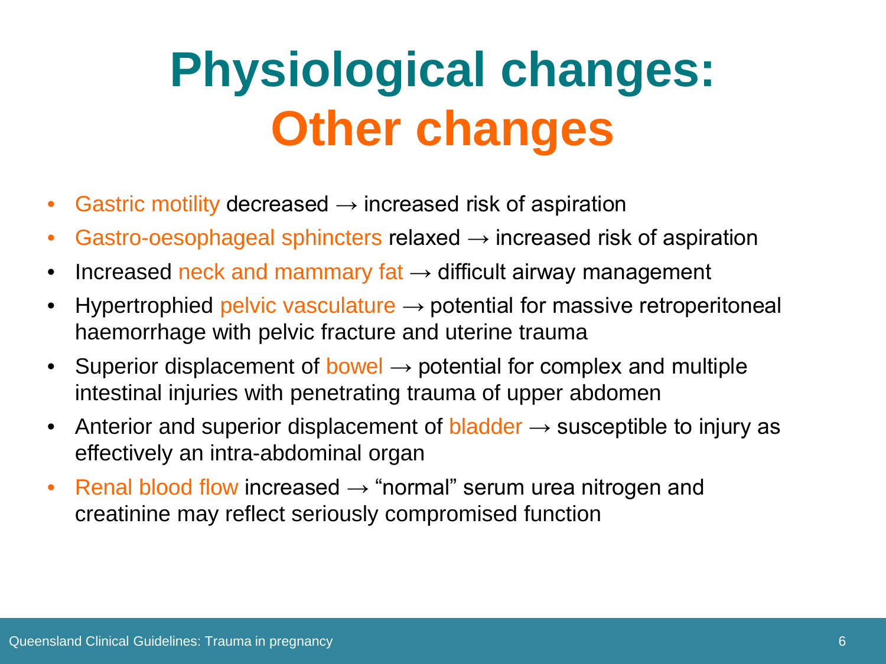# Physiological changes: Other changes

- Gastric motility decreased → increased risk of aspiration
- Gastro-oesophageal sphincters relaxed → increased risk of aspiration
- Increased neck and mammary fat → difficult airway management
- Hypertrophied pelvic vasculature → potential for massive retroperitoneal haemorrhage with pelvic fracture and uterine trauma
- Superior displacement of bowel → potential for complex and multiple intestinal injuries with penetrating trauma of upper abdomen
- Anterior and superior displacement of bladder → susceptible to injury as effectively an intra-abdominal organ
- Renal blood flow increased → "normal" serum urea nitrogen and creatinine may reflect seriously compromised function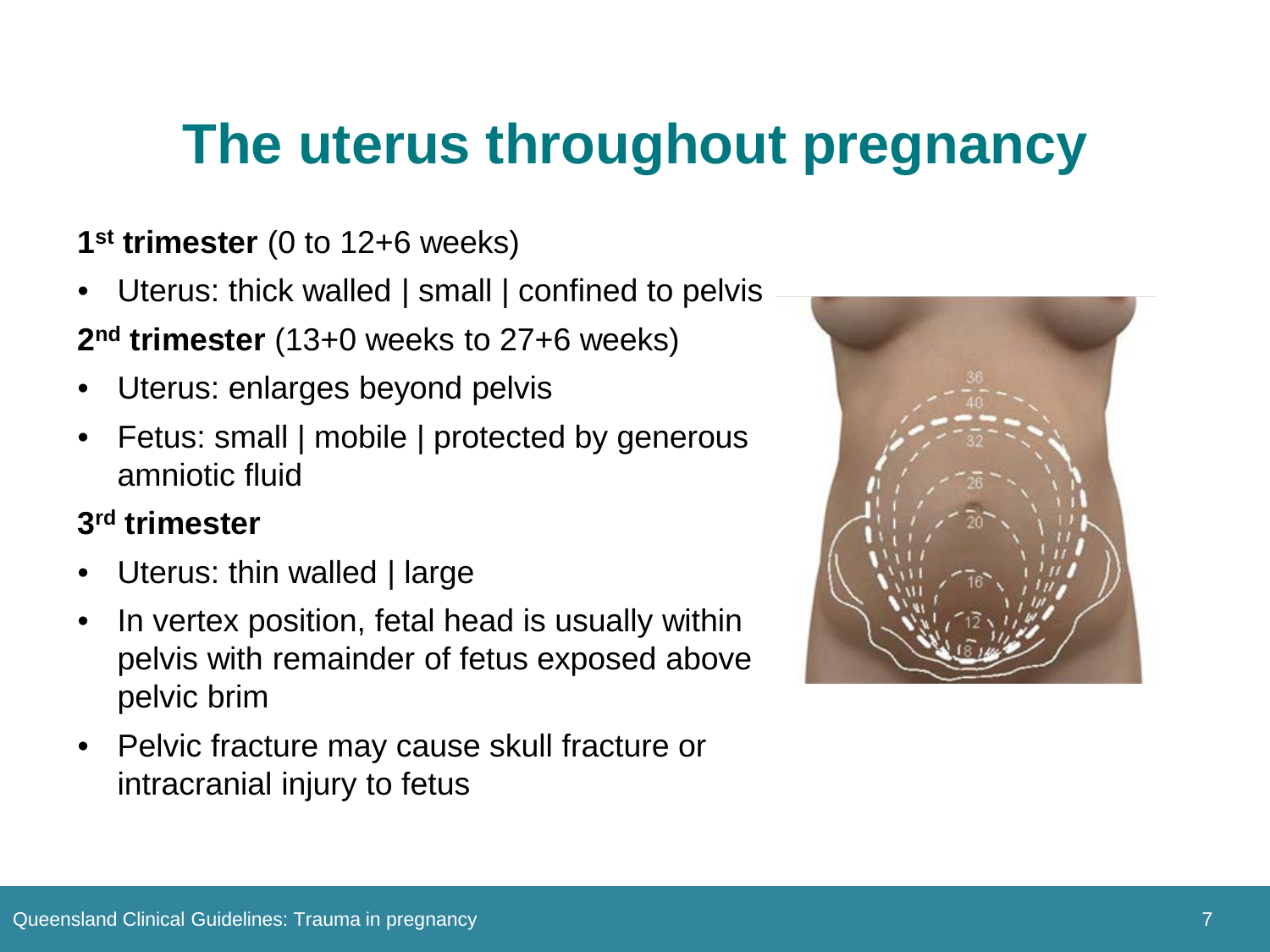# The uterus throughout pregnancy

**1st trimester** (0 to 12+6 weeks)

- Uterus: thick walled | small | confined to pelvis

**2nd trimester** (13+0 weeks to 27+6 weeks)

- Uterus: enlarges beyond pelvis
- Fetus: small | mobile | protected by generous amniotic fluid

**3rd trimester**

- Uterus: thin walled | large
- In vertex position, fetal head is usually within pelvis with remainder of fetus exposed above pelvic brim
- Pelvic fracture may cause skull fracture or intracranial injury to fetus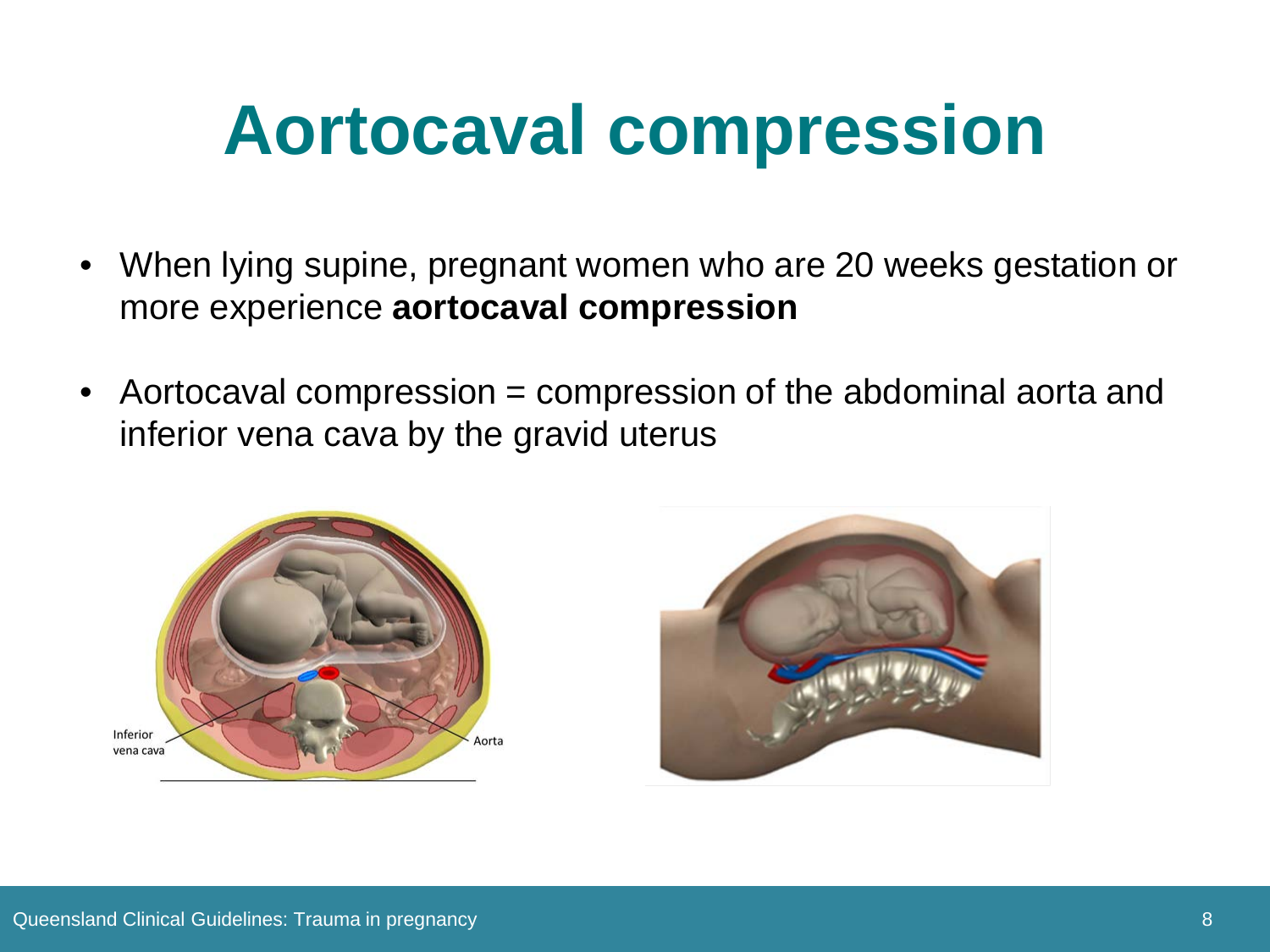# Aortocaval compression

- When lying supine, pregnant women who are 20 weeks gestation or more experience **aortocaval compression**
- Aortocaval compression = compression of the abdominal aorta and inferior vena cava by the gravid uterus

Inferior vena cava

Aorta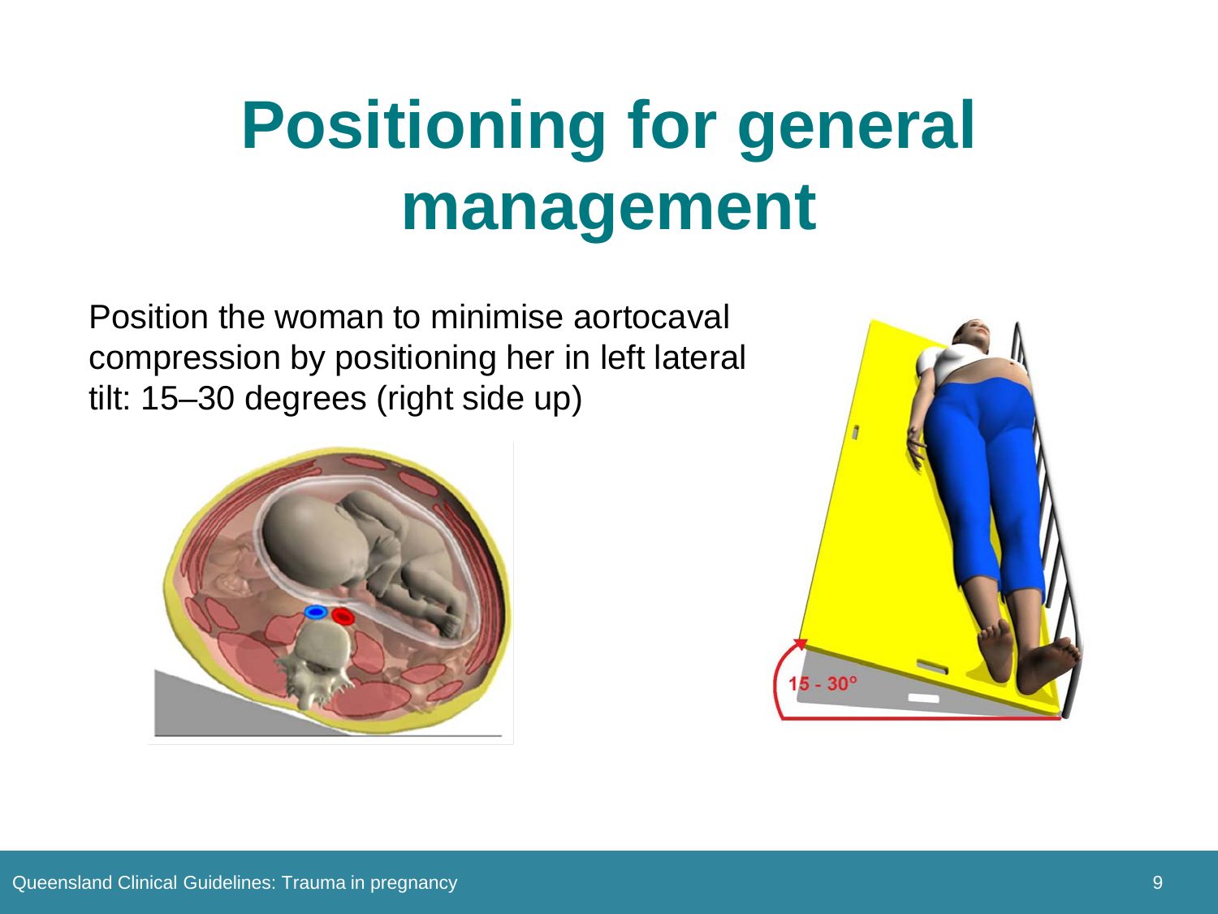# Positioning for general management

Position the woman to minimise aortocaval compression by positioning her in left lateral tilt: 15–30 degrees (right side up)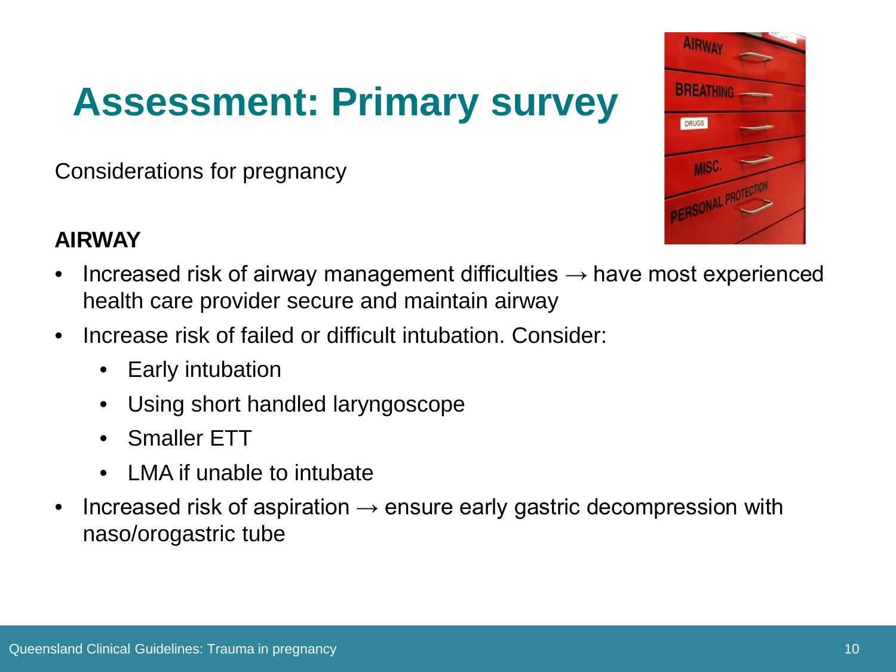# Assessment: Primary survey

Considerations for pregnancy

**AIRWAY**

- Increased risk of airway management difficulties → have most experienced health care provider secure and maintain airway
- Increase risk of failed or difficult intubation. Consider:
  - Early intubation
  - Using short handled laryngoscope
  - Smaller ETT
  - LMA if unable to intubate
- Increased risk of aspiration → ensure early gastric decompression with naso/orogastric tube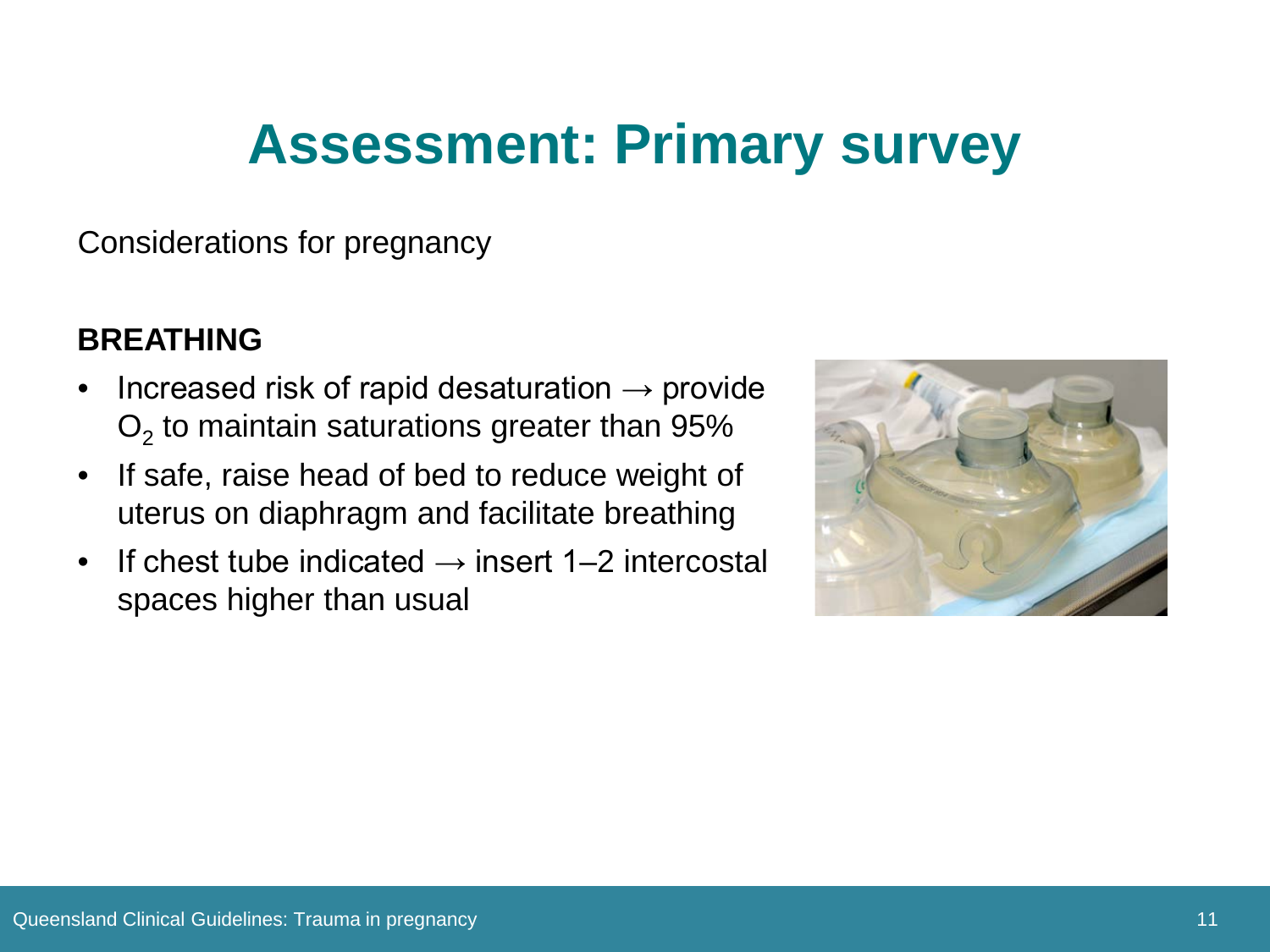# Assessment: Primary survey

Considerations for pregnancy

**BREATHING**

- Increased risk of rapid desaturation → provide $O_2$ to maintain saturations greater than 95%
- If safe, raise head of bed to reduce weight of uterus on diaphragm and facilitate breathing
- If chest tube indicated → insert 1–2 intercostal spaces higher than usual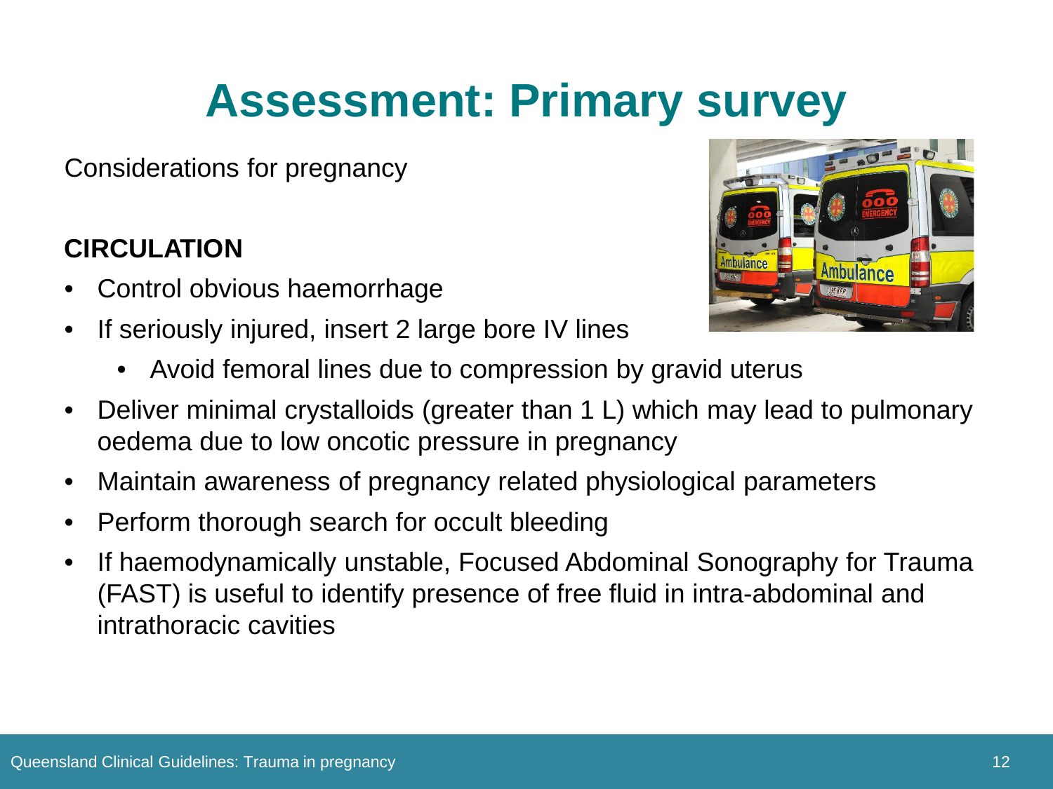# Assessment: Primary survey

Considerations for pregnancy

**CIRCULATION**

- Control obvious haemorrhage
- If seriously injured, insert 2 large bore IV lines
  - Avoid femoral lines due to compression by gravid uterus
- Deliver minimal crystalloids (greater than 1 L) which may lead to pulmonary oedema due to low oncotic pressure in pregnancy
- Maintain awareness of pregnancy related physiological parameters
- Perform thorough search for occult bleeding
- If haemodynamically unstable, Focused Abdominal Sonography for Trauma (FAST) is useful to identify presence of free fluid in intra-abdominal and intrathoracic cavities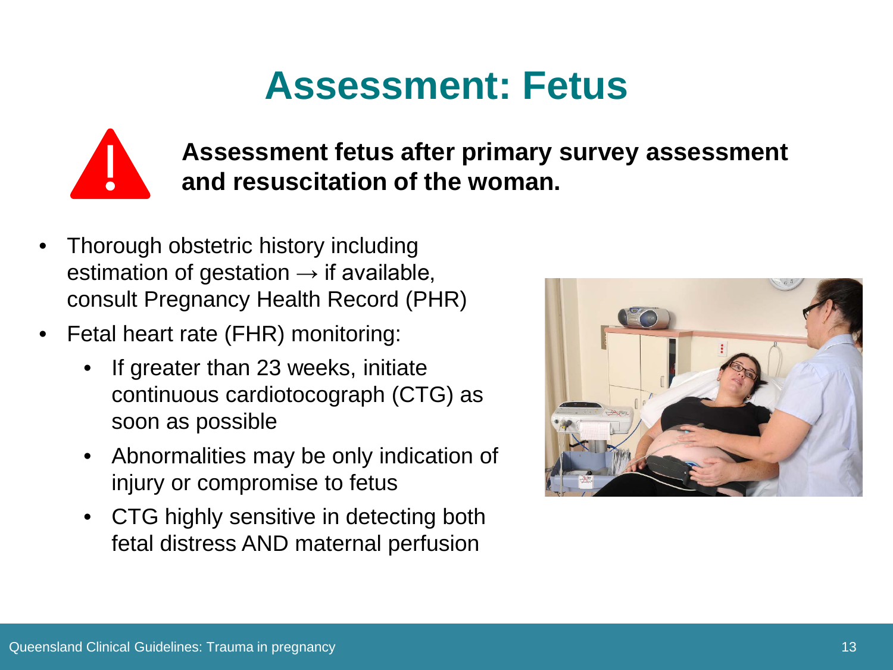# Assessment: Fetus

**Assessment fetus after primary survey assessment and resuscitation of the woman.**

- Thorough obstetric history including estimation of gestation → if available, consult Pregnancy Health Record (PHR)
- Fetal heart rate (FHR) monitoring:
  - If greater than 23 weeks, initiate continuous cardiotocograph (CTG) as soon as possible
  - Abnormalities may be only indication of injury or compromise to fetus
  - CTG highly sensitive in detecting both fetal distress AND maternal perfusion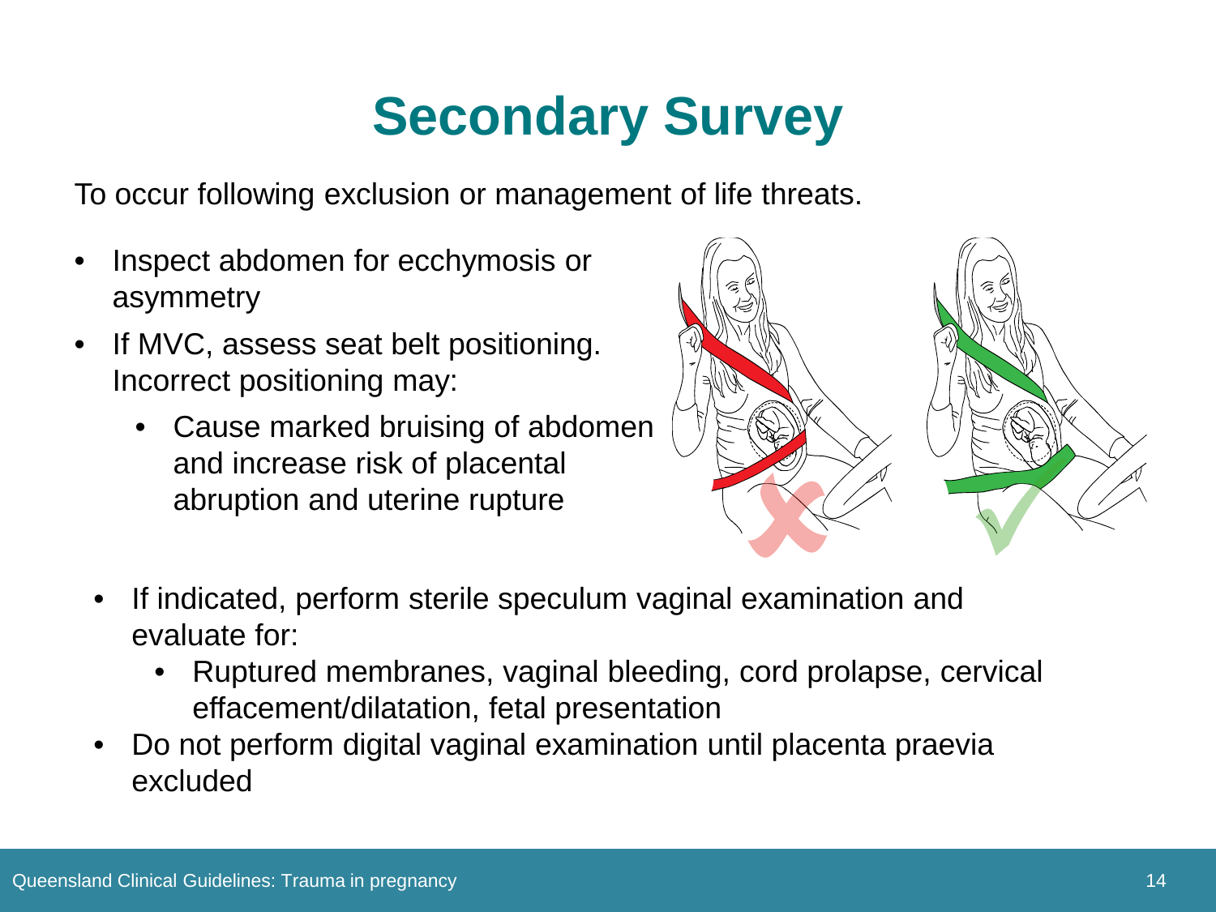# Secondary Survey

To occur following exclusion or management of life threats.

- Inspect abdomen for ecchymosis or asymmetry
- If MVC, assess seat belt positioning. Incorrect positioning may:
  - Cause marked bruising of abdomen and increase risk of placental abruption and uterine rupture
- If indicated, perform sterile speculum vaginal examination and evaluate for:
  - Ruptured membranes, vaginal bleeding, cord prolapse, cervical effacement/dilatation, fetal presentation
- Do not perform digital vaginal examination until placenta praevia excluded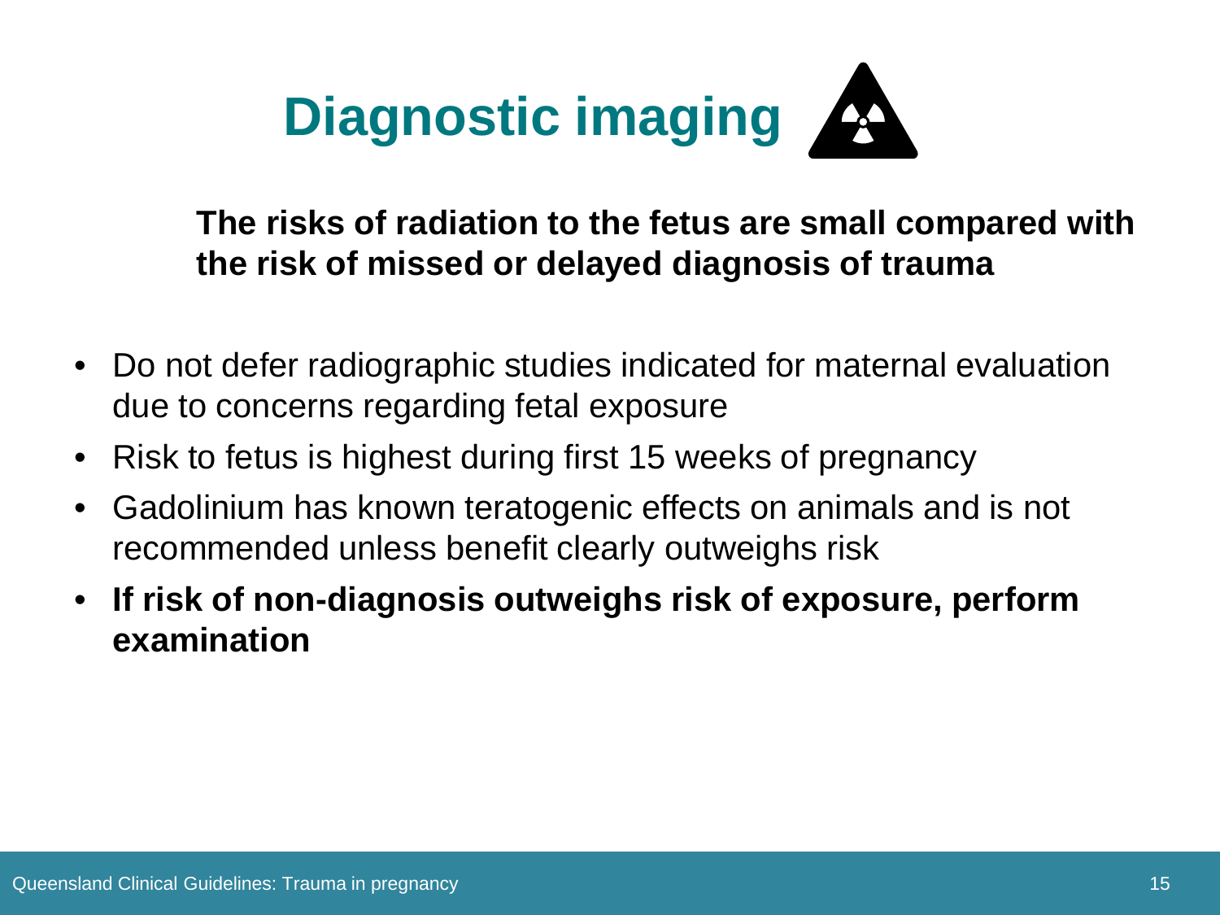# Diagnostic imaging

**The risks of radiation to the fetus are small compared with the risk of missed or delayed diagnosis of trauma**

- Do not defer radiographic studies indicated for maternal evaluation due to concerns regarding fetal exposure
- Risk to fetus is highest during first 15 weeks of pregnancy
- Gadolinium has known teratogenic effects on animals and is not recommended unless benefit clearly outweighs risk
- **If risk of non-diagnosis outweighs risk of exposure, perform examination**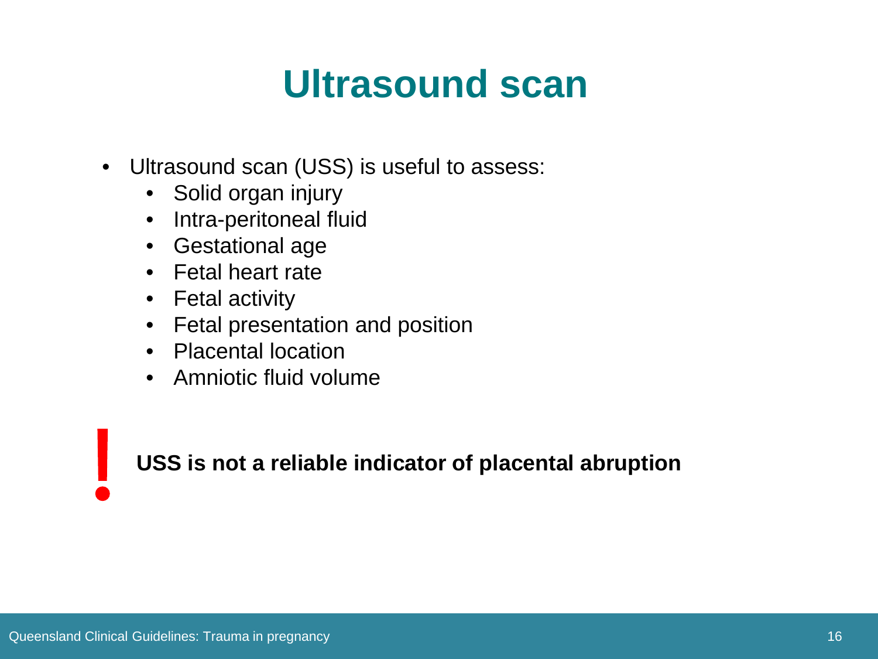# Ultrasound scan

- Ultrasound scan (USS) is useful to assess:
  - Solid organ injury
  - Intra-peritoneal fluid
  - Gestational age
  - Fetal heart rate
  - Fetal activity
  - Fetal presentation and position
  - Placental location
  - Amniotic fluid volume

! **USS is not a reliable indicator of placental abruption**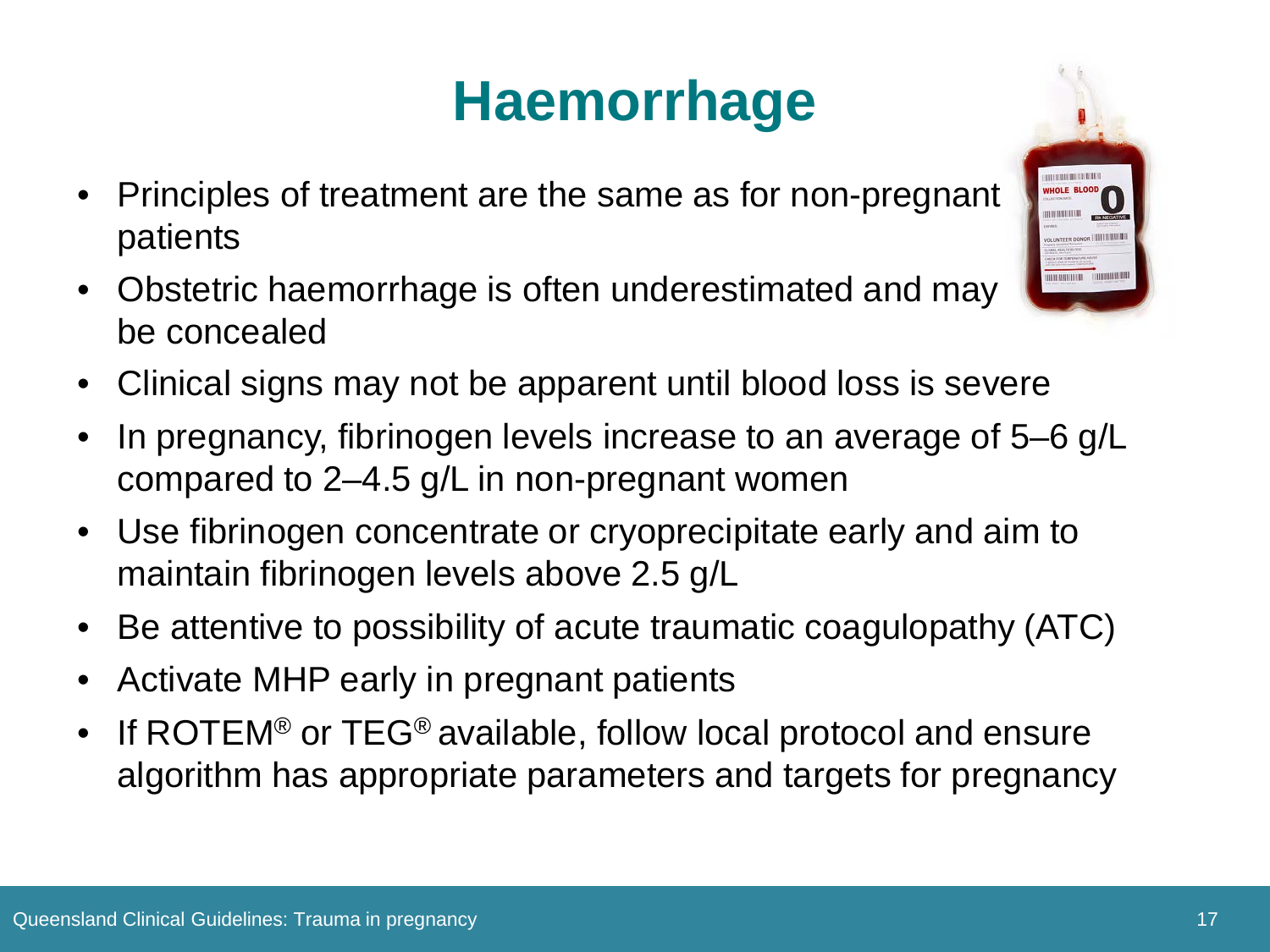# Haemorrhage

- Principles of treatment are the same as for non-pregnant patients
- Obstetric haemorrhage is often underestimated and may be concealed
- Clinical signs may not be apparent until blood loss is severe
- In pregnancy, fibrinogen levels increase to an average of 5–6 g/L compared to 2–4.5 g/L in non-pregnant women
- Use fibrinogen concentrate or cryoprecipitate early and aim to maintain fibrinogen levels above 2.5 g/L
- Be attentive to possibility of acute traumatic coagulopathy (ATC)
- Activate MHP early in pregnant patients
- If ROTEM® or TEG® available, follow local protocol and ensure algorithm has appropriate parameters and targets for pregnancy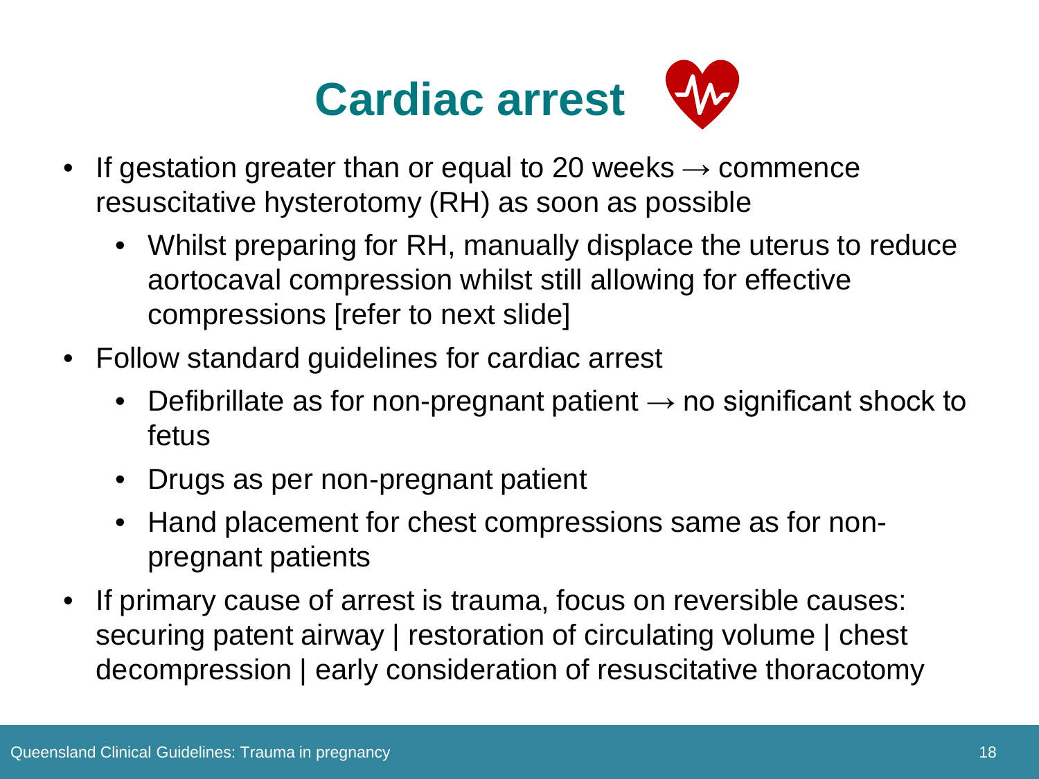# Cardiac arrest

- If gestation greater than or equal to 20 weeks → commence resuscitative hysterotomy (RH) as soon as possible
  - Whilst preparing for RH, manually displace the uterus to reduce aortocaval compression whilst still allowing for effective compressions [refer to next slide]
- Follow standard guidelines for cardiac arrest
  - Defibrillate as for non-pregnant patient → no significant shock to fetus
  - Drugs as per non-pregnant patient
  - Hand placement for chest compressions same as for non-pregnant patients
- If primary cause of arrest is trauma, focus on reversible causes: securing patent airway | restoration of circulating volume | chest decompression | early consideration of resuscitative thoracotomy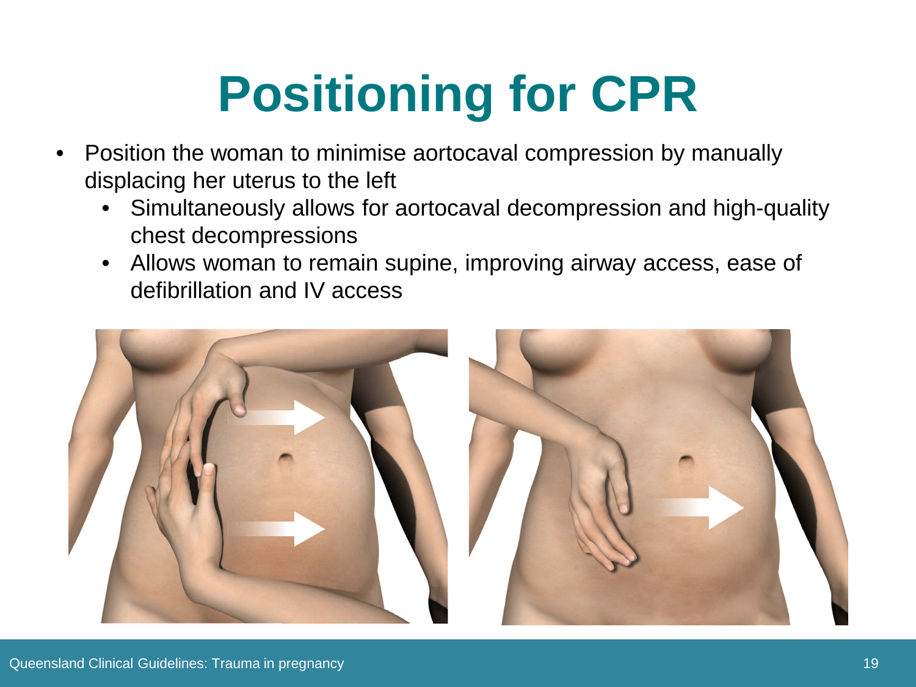# Positioning for CPR

- Position the woman to minimise aortocaval compression by manually displacing her uterus to the left
  - Simultaneously allows for aortocaval decompression and high-quality chest decompressions
  - Allows woman to remain supine, improving airway access, ease of defibrillation and IV access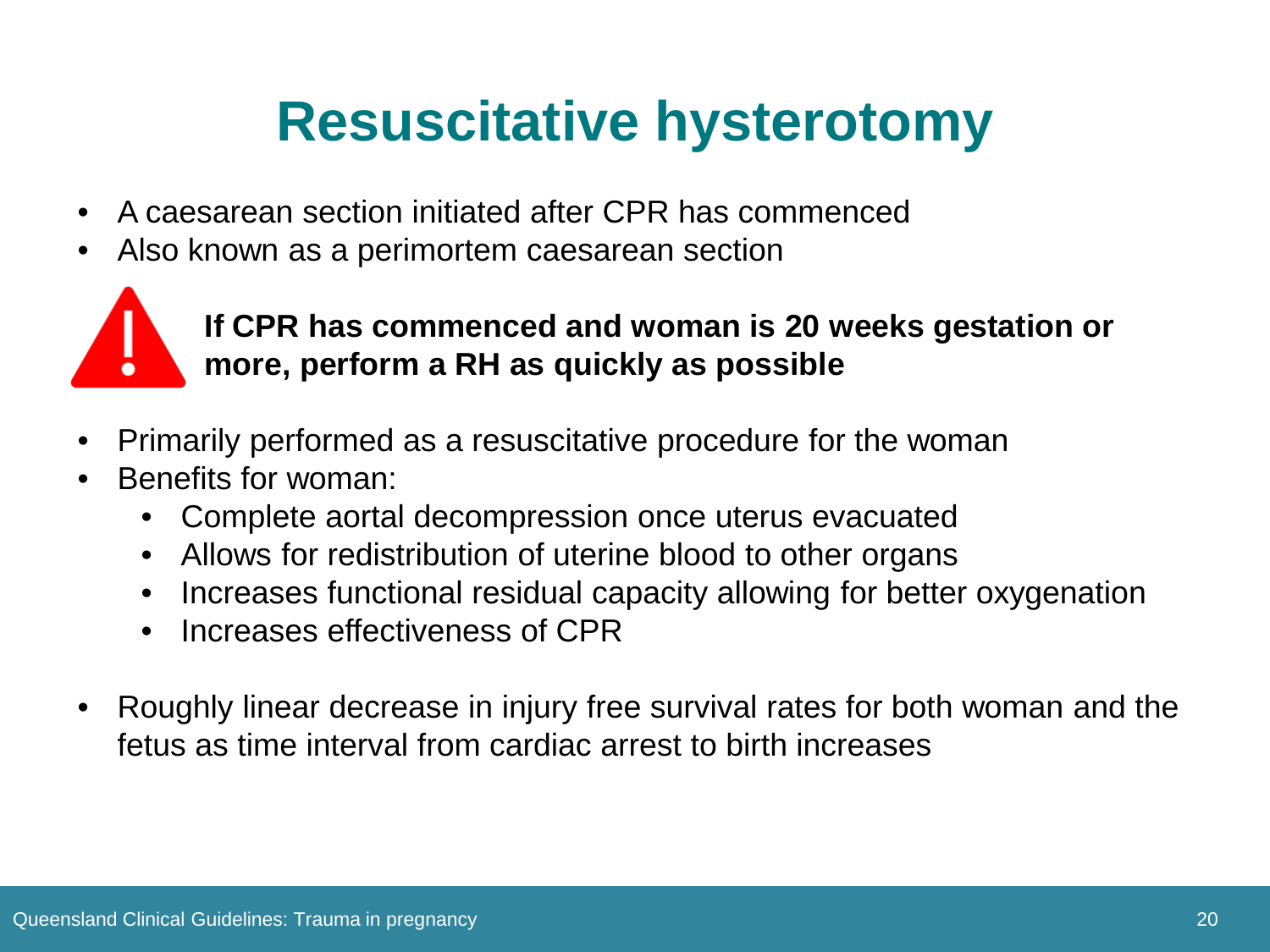# Resuscitative hysterotomy

- A caesarean section initiated after CPR has commenced
- Also known as a perimortem caesarean section

**If CPR has commenced and woman is 20 weeks gestation or more, perform a RH as quickly as possible**

- Primarily performed as a resuscitative procedure for the woman
- Benefits for woman:
  - Complete aortal decompression once uterus evacuated
  - Allows for redistribution of uterine blood to other organs
  - Increases functional residual capacity allowing for better oxygenation
  - Increases effectiveness of CPR
- Roughly linear decrease in injury free survival rates for both woman and the fetus as time interval from cardiac arrest to birth increases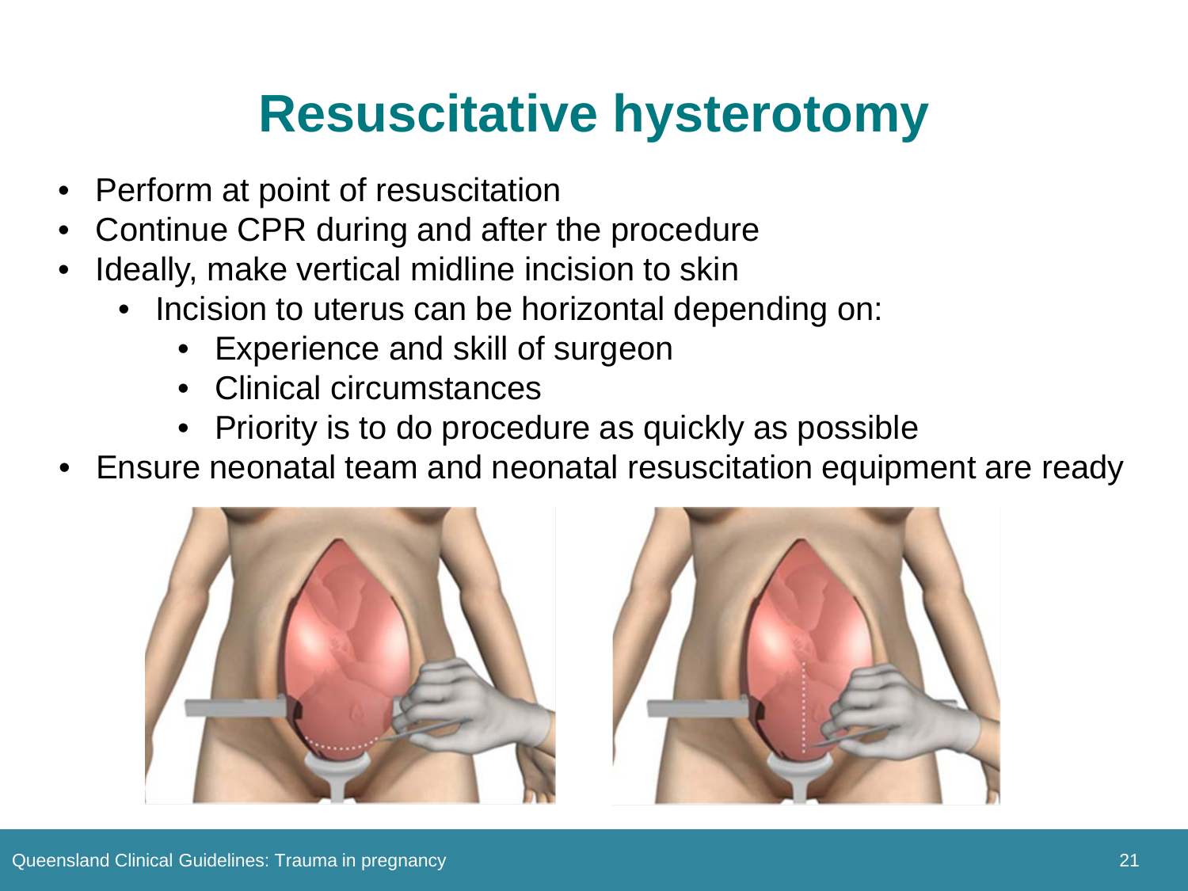# Resuscitative hysterotomy

- Perform at point of resuscitation
- Continue CPR during and after the procedure
- Ideally, make vertical midline incision to skin
  - Incision to uterus can be horizontal depending on:
    - Experience and skill of surgeon
    - Clinical circumstances
    - Priority is to do procedure as quickly as possible
- Ensure neonatal team and neonatal resuscitation equipment are ready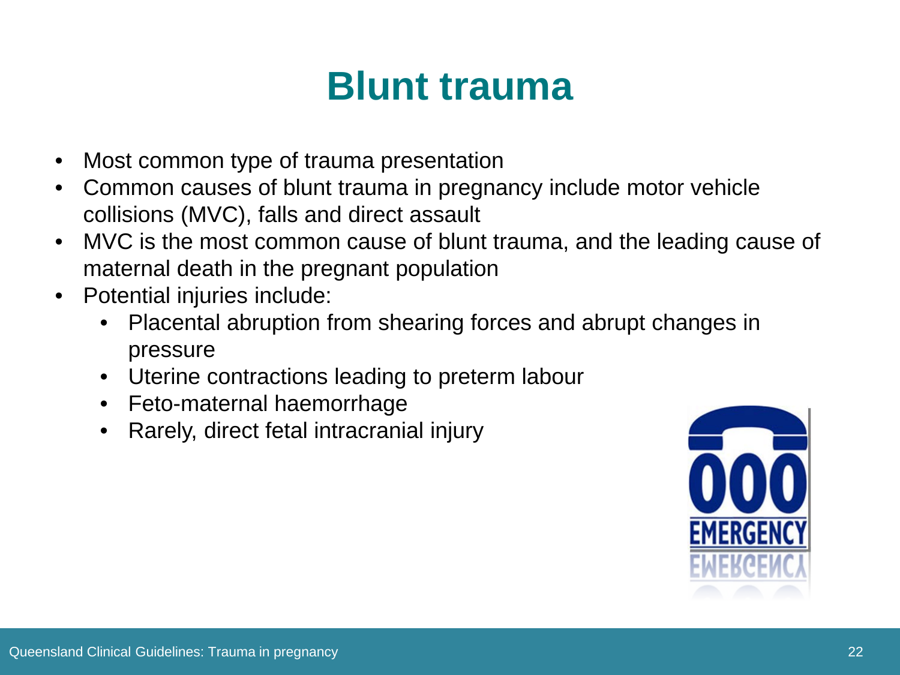# Blunt trauma

- Most common type of trauma presentation
- Common causes of blunt trauma in pregnancy include motor vehicle collisions (MVC), falls and direct assault
- MVC is the most common cause of blunt trauma, and the leading cause of maternal death in the pregnant population
- Potential injuries include:
  - Placental abruption from shearing forces and abrupt changes in pressure
  - Uterine contractions leading to preterm labour
  - Feto-maternal haemorrhage
  - Rarely, direct fetal intracranial injury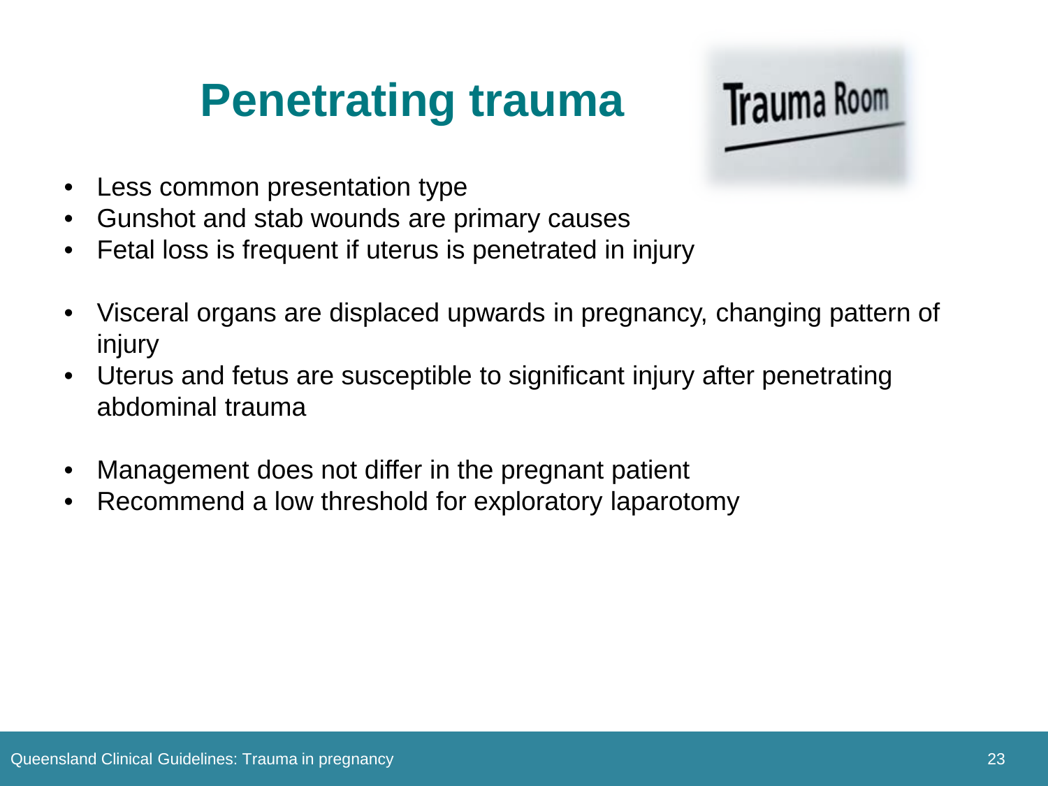# Penetrating trauma

- Less common presentation type
- Gunshot and stab wounds are primary causes
- Fetal loss is frequent if uterus is penetrated in injury

- Visceral organs are displaced upwards in pregnancy, changing pattern of injury
- Uterus and fetus are susceptible to significant injury after penetrating abdominal trauma

- Management does not differ in the pregnant patient
- Recommend a low threshold for exploratory laparotomy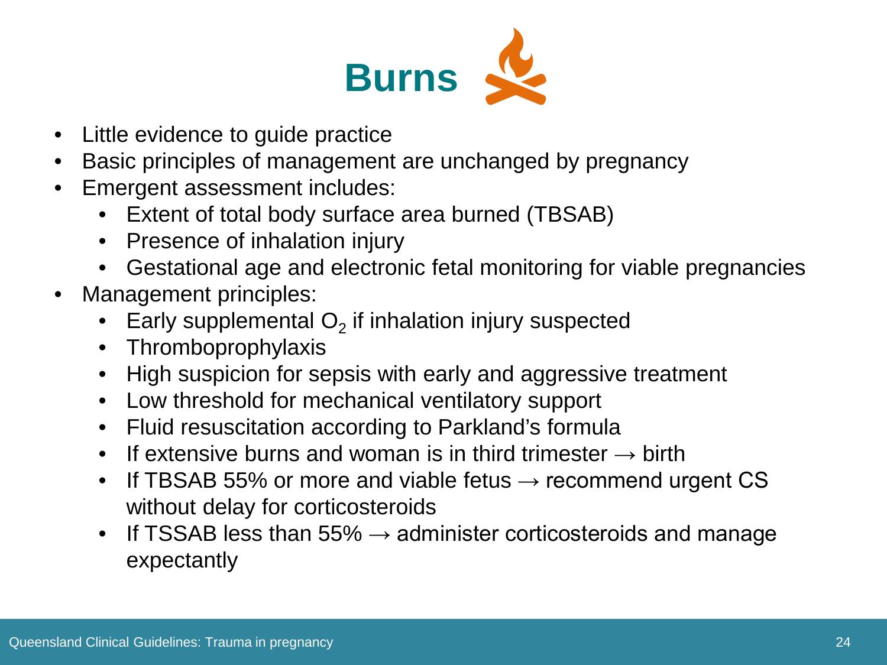# Burns

- Little evidence to guide practice
- Basic principles of management are unchanged by pregnancy
- Emergent assessment includes:
  - Extent of total body surface area burned (TBSAB)
  - Presence of inhalation injury
  - Gestational age and electronic fetal monitoring for viable pregnancies
- Management principles:
  - Early supplemental $O_2$ if inhalation injury suspected
  - Thromboprophylaxis
  - High suspicion for sepsis with early and aggressive treatment
  - Low threshold for mechanical ventilatory support
  - Fluid resuscitation according to Parkland's formula
  - If extensive burns and woman is in third trimester → birth
  - If TBSAB 55% or more and viable fetus → recommend urgent CS without delay for corticosteroids
  - If TSSAB less than 55% → administer corticosteroids and manage expectantly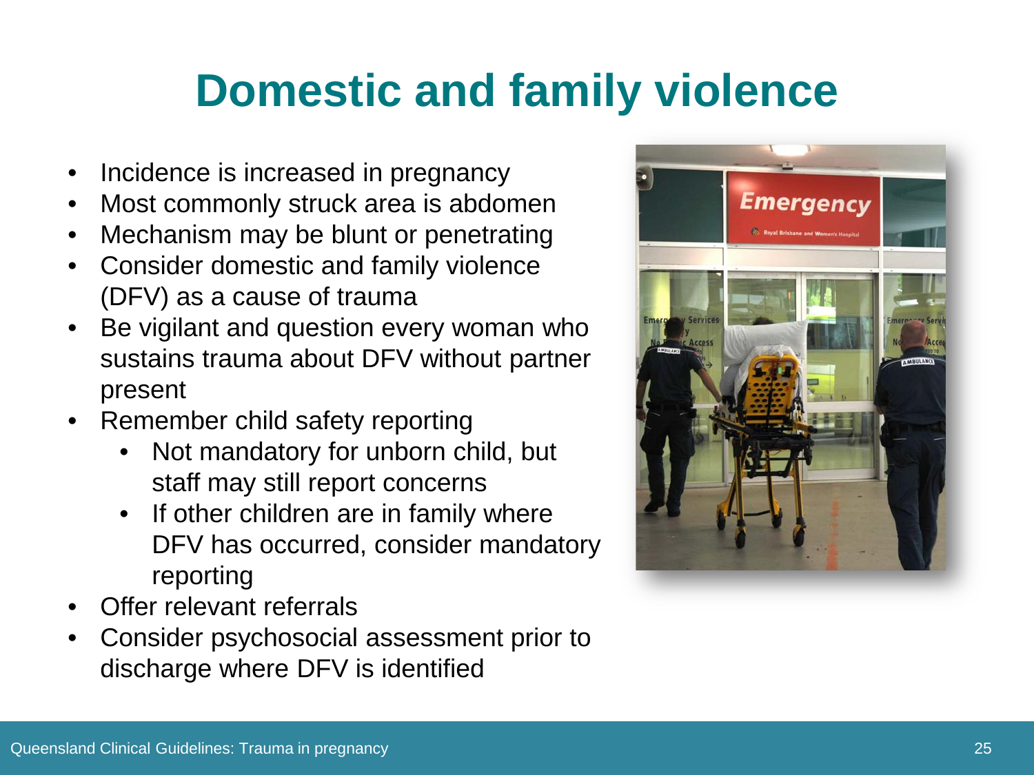# Domestic and family violence

- Incidence is increased in pregnancy
- Most commonly struck area is abdomen
- Mechanism may be blunt or penetrating
- Consider domestic and family violence (DFV) as a cause of trauma
- Be vigilant and question every woman who sustains trauma about DFV without partner present
- Remember child safety reporting
  - Not mandatory for unborn child, but staff may still report concerns
  - If other children are in family where DFV has occurred, consider mandatory reporting
- Offer relevant referrals
- Consider psychosocial assessment prior to discharge where DFV is identified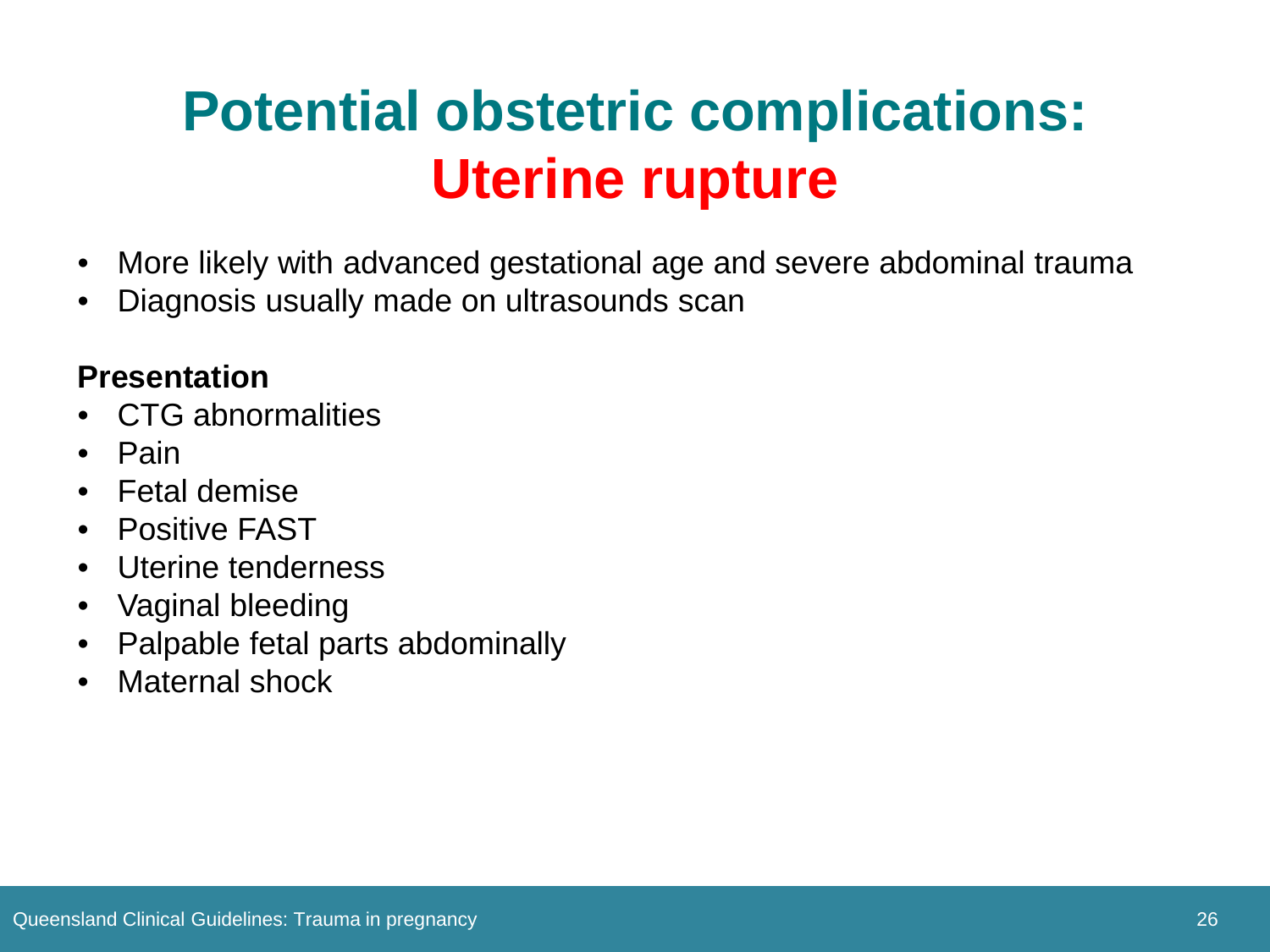# Potential obstetric complications: Uterine rupture

- More likely with advanced gestational age and severe abdominal trauma
- Diagnosis usually made on ultrasounds scan

**Presentation**

- CTG abnormalities
- Pain
- Fetal demise
- Positive FAST
- Uterine tenderness
- Vaginal bleeding
- Palpable fetal parts abdominally
- Maternal shock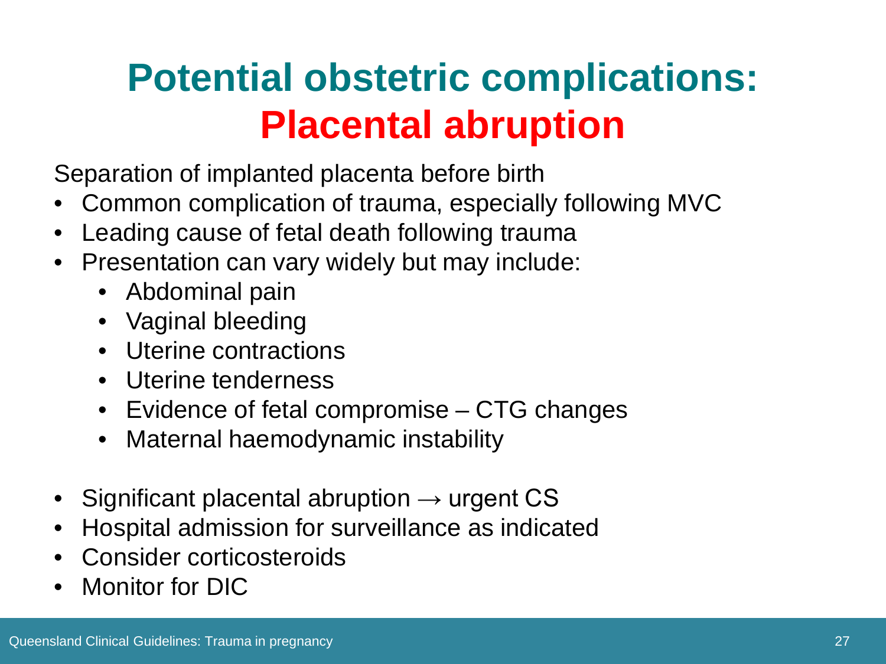# Potential obstetric complications: Placental abruption

Separation of implanted placenta before birth

- Common complication of trauma, especially following MVC
- Leading cause of fetal death following trauma
- Presentation can vary widely but may include:
  - Abdominal pain
  - Vaginal bleeding
  - Uterine contractions
  - Uterine tenderness
  - Evidence of fetal compromise – CTG changes
  - Maternal haemodynamic instability

- Significant placental abruption → urgent CS
- Hospital admission for surveillance as indicated
- Consider corticosteroids
- Monitor for DIC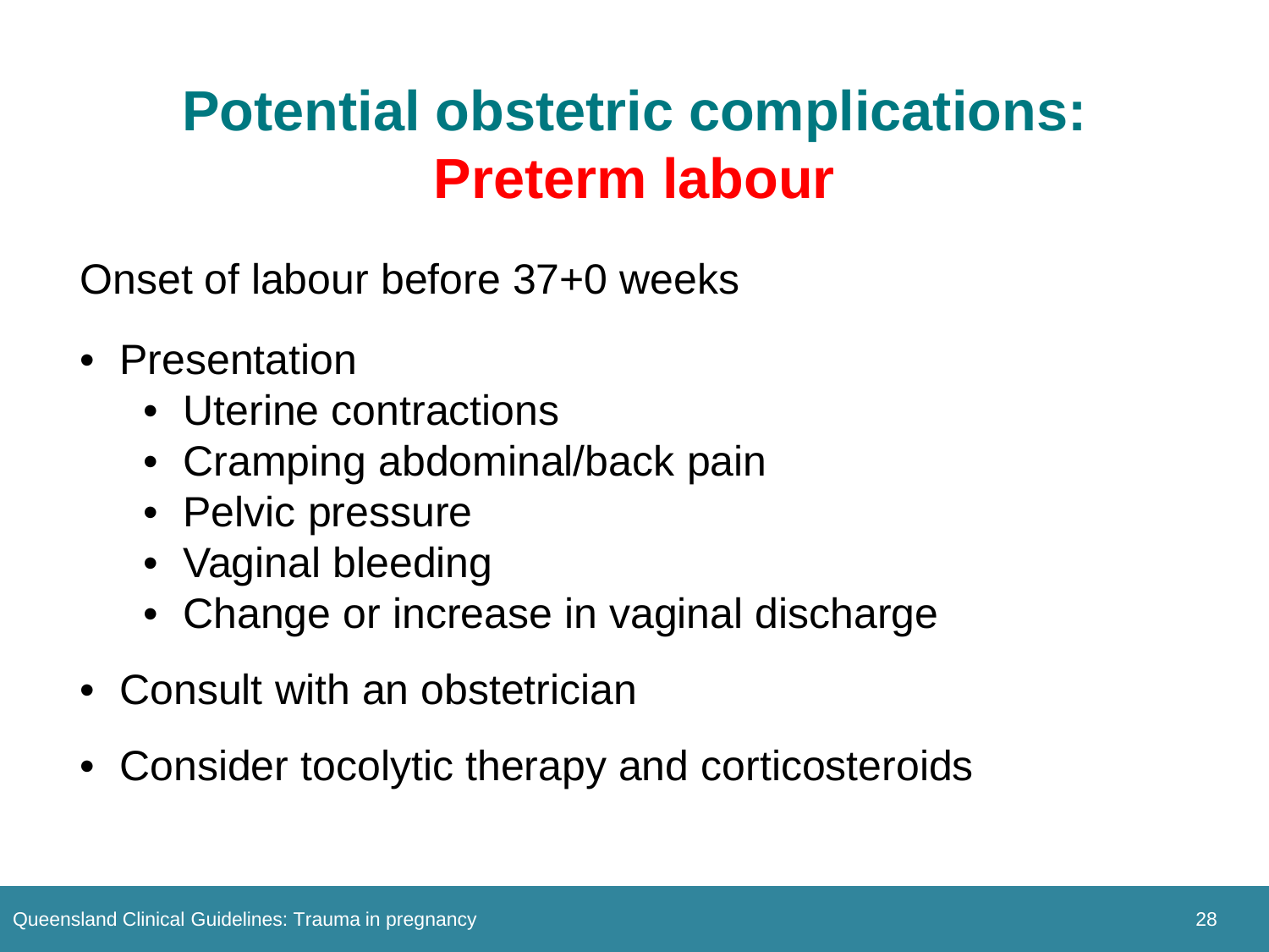# Potential obstetric complications: Preterm labour

Onset of labour before 37+0 weeks

- Presentation
  - Uterine contractions
  - Cramping abdominal/back pain
  - Pelvic pressure
  - Vaginal bleeding
  - Change or increase in vaginal discharge
- Consult with an obstetrician
- Consider tocolytic therapy and corticosteroids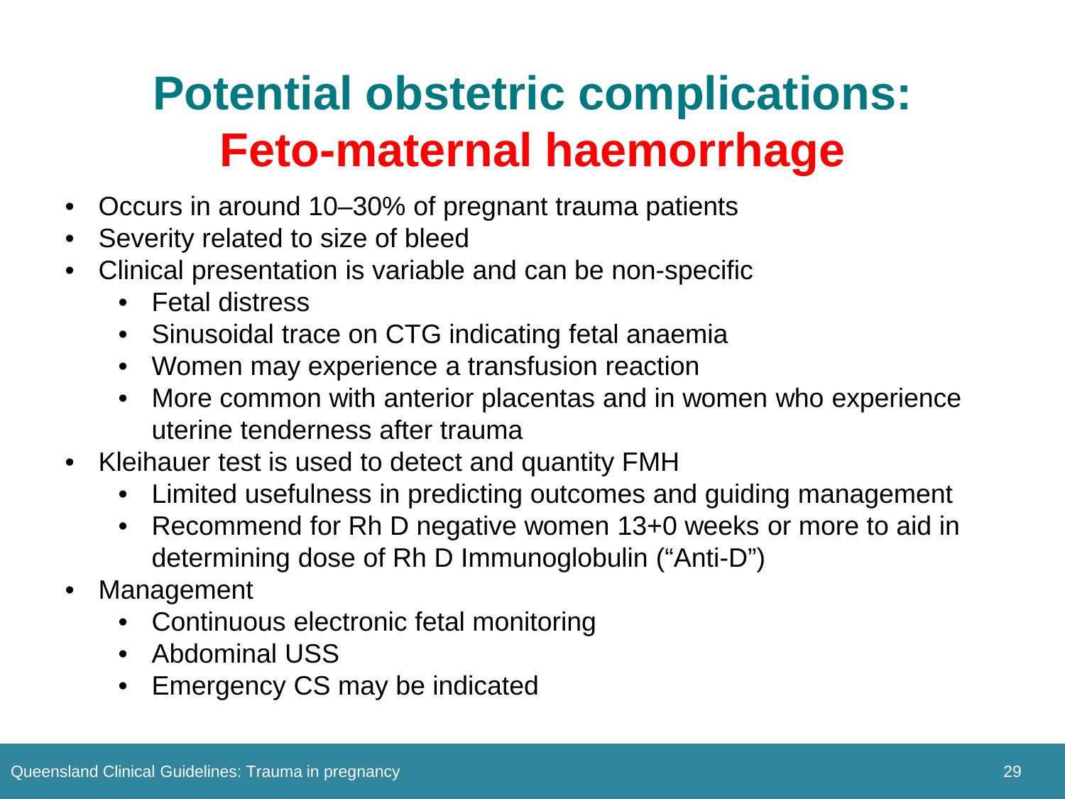# Potential obstetric complications: Feto-maternal haemorrhage

- Occurs in around 10–30% of pregnant trauma patients
- Severity related to size of bleed
- Clinical presentation is variable and can be non-specific
  - Fetal distress
  - Sinusoidal trace on CTG indicating fetal anaemia
  - Women may experience a transfusion reaction
  - More common with anterior placentas and in women who experience uterine tenderness after trauma
- Kleihauer test is used to detect and quantity FMH
  - Limited usefulness in predicting outcomes and guiding management
  - Recommend for Rh D negative women 13+0 weeks or more to aid in determining dose of Rh D Immunoglobulin ("Anti-D")
- Management
  - Continuous electronic fetal monitoring
  - Abdominal USS
  - Emergency CS may be indicated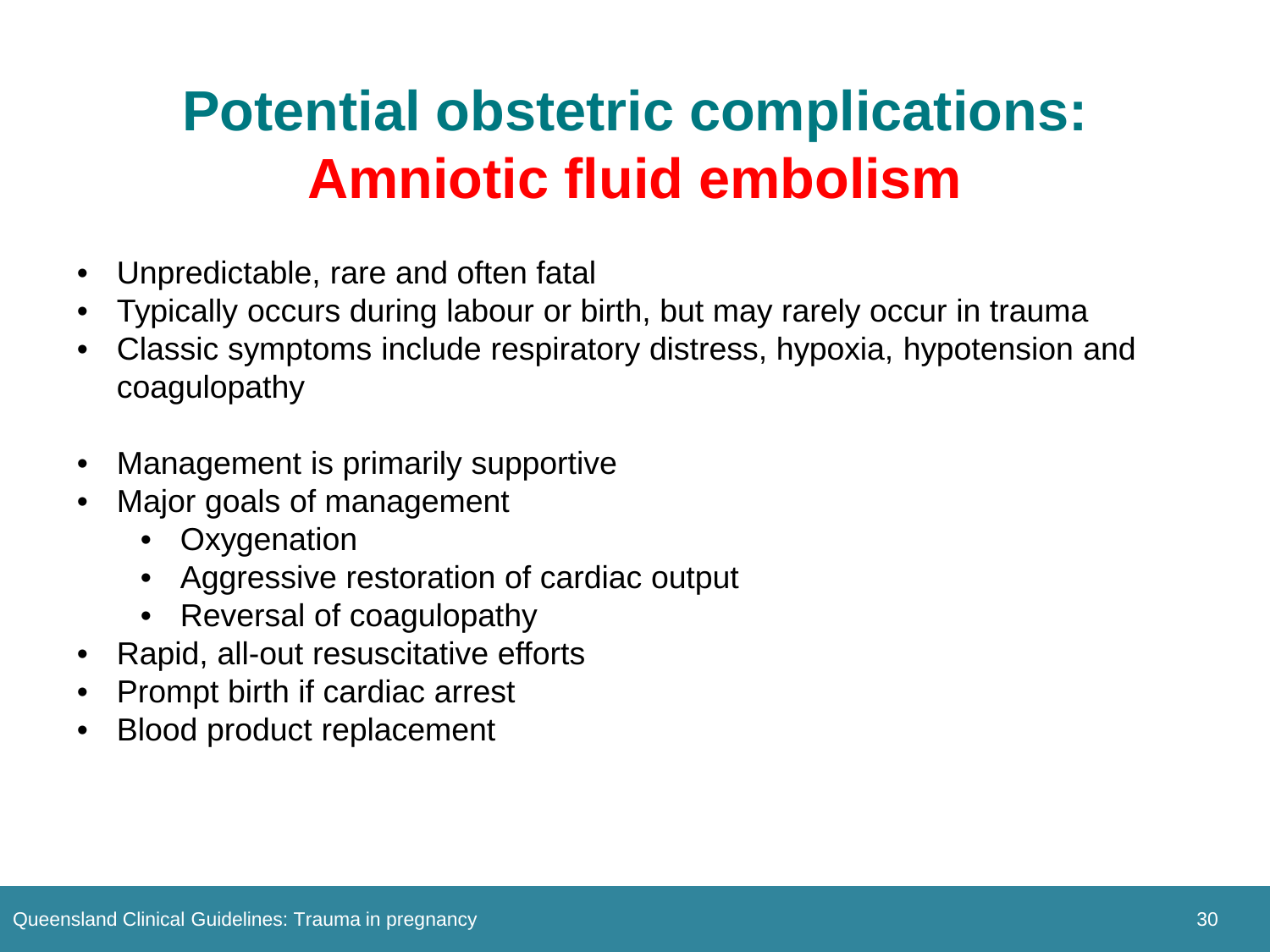# Potential obstetric complications: Amniotic fluid embolism

- Unpredictable, rare and often fatal
- Typically occurs during labour or birth, but may rarely occur in trauma
- Classic symptoms include respiratory distress, hypoxia, hypotension and coagulopathy

- Management is primarily supportive
- Major goals of management
  - Oxygenation
  - Aggressive restoration of cardiac output
  - Reversal of coagulopathy
- Rapid, all-out resuscitative efforts
- Prompt birth if cardiac arrest
- Blood product replacement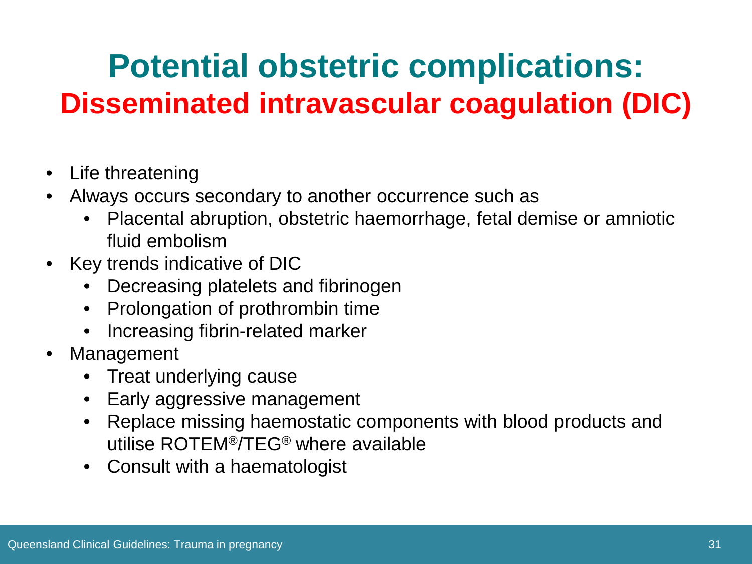# Potential obstetric complications:

## Disseminated intravascular coagulation (DIC)

- Life threatening
- Always occurs secondary to another occurrence such as
  - Placental abruption, obstetric haemorrhage, fetal demise or amniotic fluid embolism
- Key trends indicative of DIC
  - Decreasing platelets and fibrinogen
  - Prolongation of prothrombin time
  - Increasing fibrin-related marker
- Management
  - Treat underlying cause
  - Early aggressive management
  - Replace missing haemostatic components with blood products and utilise ROTEM®/TEG® where available
  - Consult with a haematologist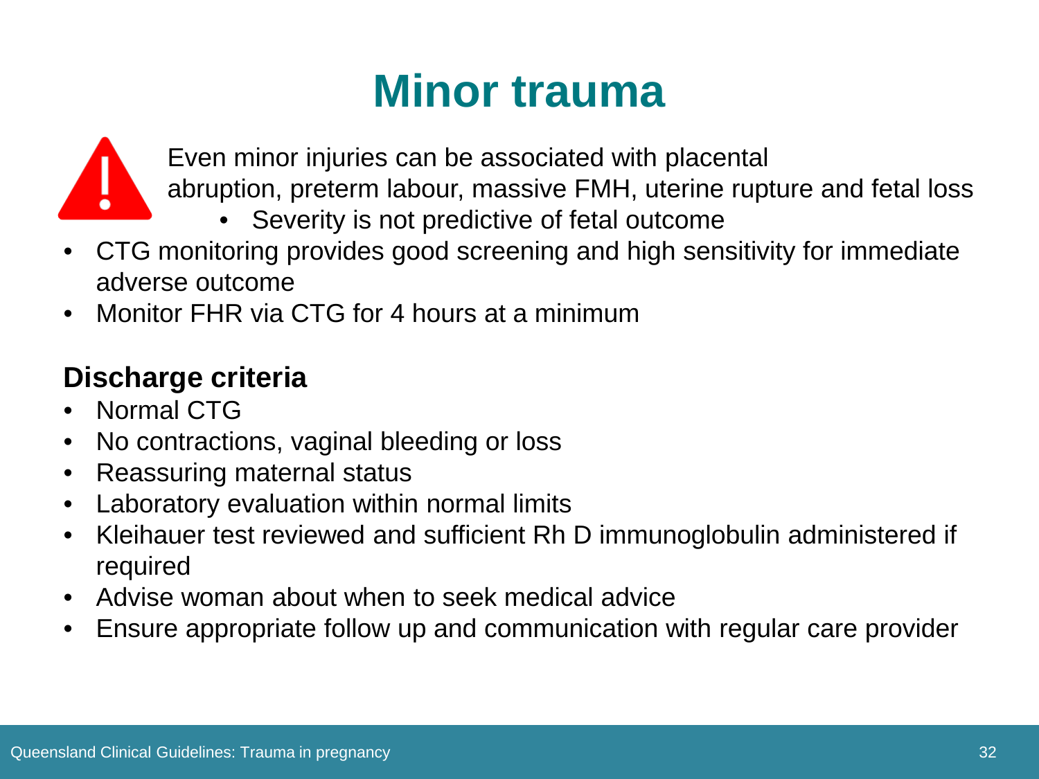# Minor trauma

Even minor injuries can be associated with placental abruption, preterm labour, massive FMH, uterine rupture and fetal loss

- Severity is not predictive of fetal outcome

- CTG monitoring provides good screening and high sensitivity for immediate adverse outcome
- Monitor FHR via CTG for 4 hours at a minimum

**Discharge criteria**

- Normal CTG
- No contractions, vaginal bleeding or loss
- Reassuring maternal status
- Laboratory evaluation within normal limits
- Kleihauer test reviewed and sufficient Rh D immunoglobulin administered if required
- Advise woman about when to seek medical advice
- Ensure appropriate follow up and communication with regular care provider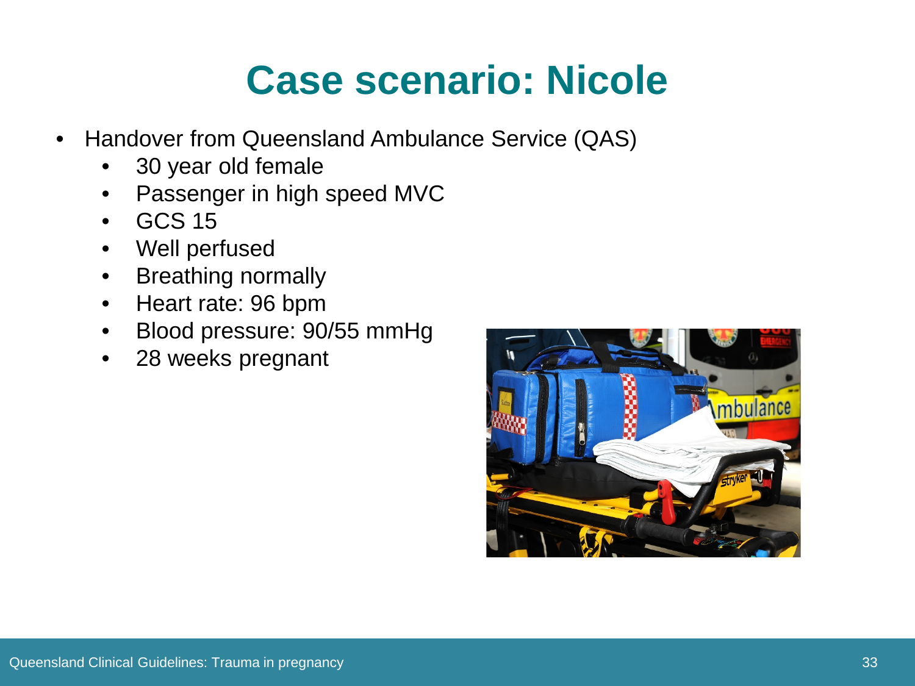# Case scenario: Nicole

- Handover from Queensland Ambulance Service (QAS)
  - 30 year old female
  - Passenger in high speed MVC
  - GCS 15
  - Well perfused
  - Breathing normally
  - Heart rate: 96 bpm
  - Blood pressure: 90/55 mmHg
  - 28 weeks pregnant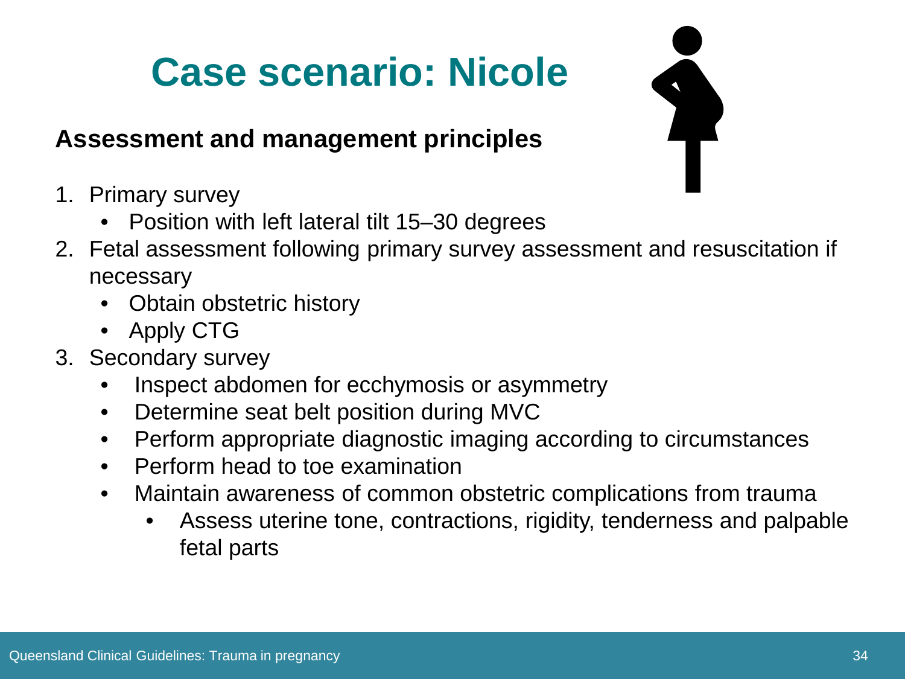# Case scenario: Nicole

**Assessment and management principles**

1. Primary survey
   - Position with left lateral tilt 15–30 degrees
2. Fetal assessment following primary survey assessment and resuscitation if necessary
   - Obtain obstetric history
   - Apply CTG
3. Secondary survey
   - Inspect abdomen for ecchymosis or asymmetry
   - Determine seat belt position during MVC
   - Perform appropriate diagnostic imaging according to circumstances
   - Perform head to toe examination
   - Maintain awareness of common obstetric complications from trauma
     - Assess uterine tone, contractions, rigidity, tenderness and palpable fetal parts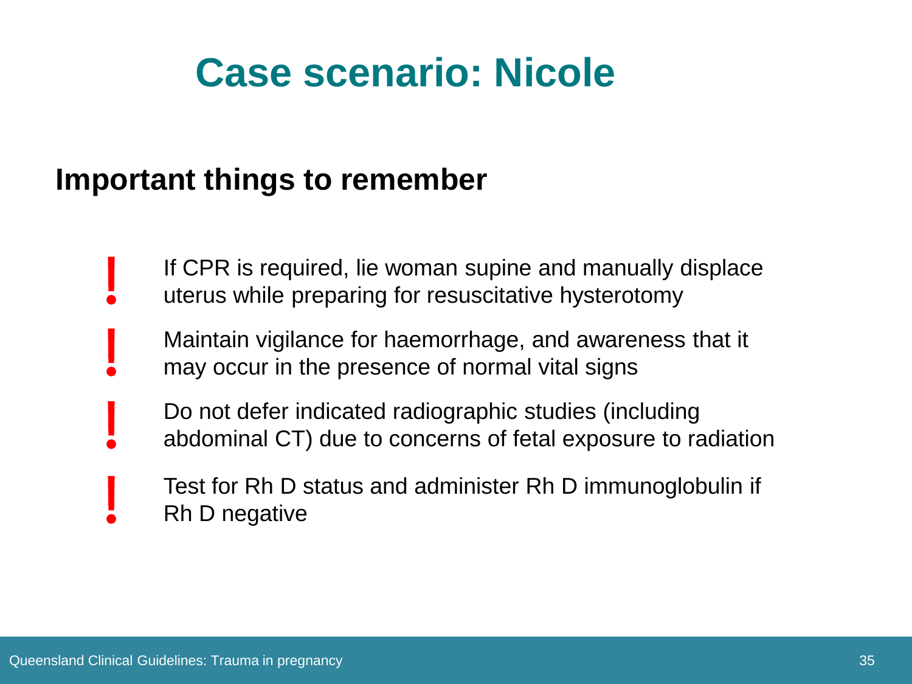# Case scenario: Nicole

## Important things to remember

- ! If CPR is required, lie woman supine and manually displace uterus while preparing for resuscitative hysterotomy
- ! Maintain vigilance for haemorrhage, and awareness that it may occur in the presence of normal vital signs
- ! Do not defer indicated radiographic studies (including abdominal CT) due to concerns of fetal exposure to radiation
- ! Test for Rh D status and administer Rh D immunoglobulin if Rh D negative